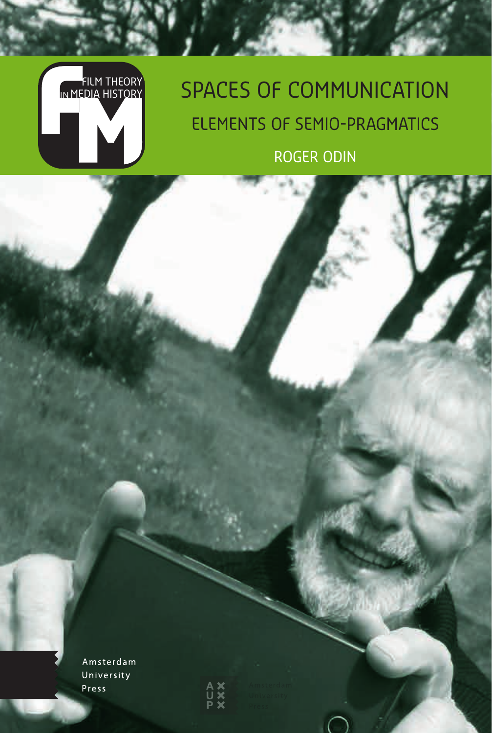FILM THEORY IN MEDIA HISTORY

# SPACES OF COMMUNICATION

## ELEMENTS OF SEMIO-PRAGMATICS

ROGER ODIN

Amsterdam University Press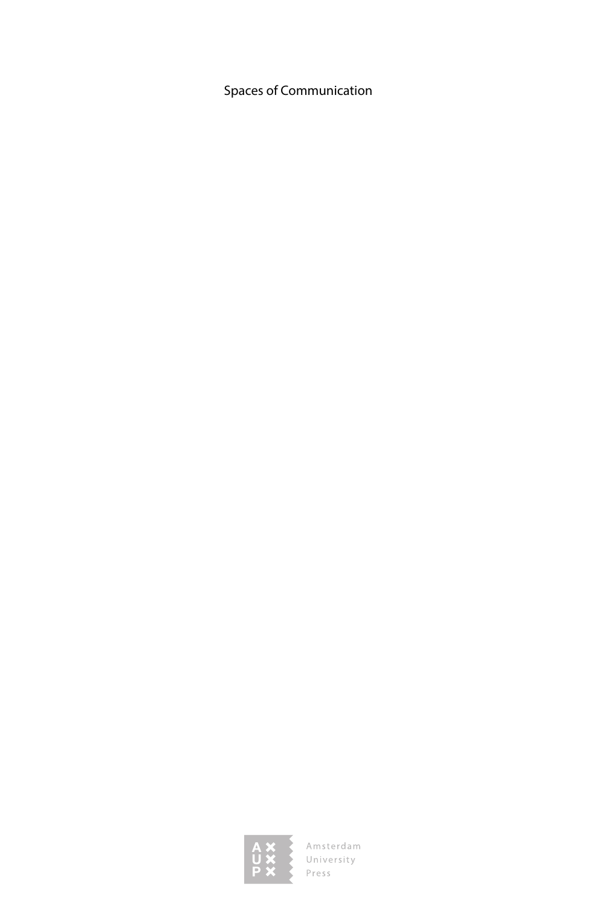Spaces of Communication

Amsterdam University Press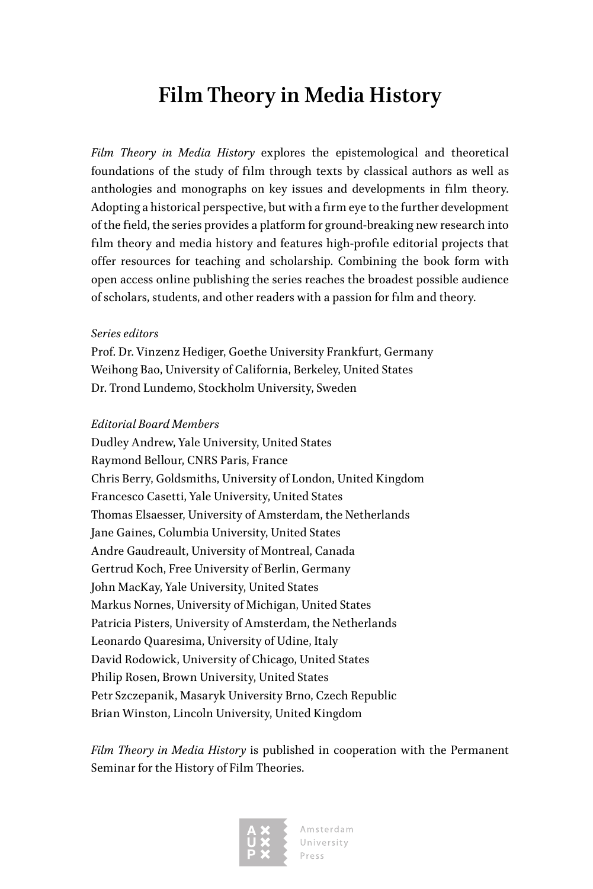# Film Theory in Media History

*Film Theory in Media History* explores the epistemological and theoretical foundations of the study of film through texts by classical authors as well as anthologies and monographs on key issues and developments in film theory. Adopting a historical perspective, but with a firm eye to the further development of the field, the series provides a platform for ground-breaking new research into film theory and media history and features high-profile editorial projects that offer resources for teaching and scholarship. Combining the book form with open access online publishing the series reaches the broadest possible audience of scholars, students, and other readers with a passion for film and theory.

*Series editors*
Prof. Dr. Vinzenz Hediger, Goethe University Frankfurt, Germany
Weihong Bao, University of California, Berkeley, United States
Dr. Trond Lundemo, Stockholm University, Sweden

*Editorial Board Members*
Dudley Andrew, Yale University, United States
Raymond Bellour, CNRS Paris, France
Chris Berry, Goldsmiths, University of London, United Kingdom
Francesco Casetti, Yale University, United States
Thomas Elsaesser, University of Amsterdam, the Netherlands
Jane Gaines, Columbia University, United States
Andre Gaudreault, University of Montreal, Canada
Gertrud Koch, Free University of Berlin, Germany
John MacKay, Yale University, United States
Markus Nornes, University of Michigan, United States
Patricia Pisters, University of Amsterdam, the Netherlands
Leonardo Quaresima, University of Udine, Italy
David Rodowick, University of Chicago, United States
Philip Rosen, Brown University, United States
Petr Szczepanik, Masaryk University Brno, Czech Republic
Brian Winston, Lincoln University, United Kingdom

*Film Theory in Media History* is published in cooperation with the Permanent Seminar for the History of Film Theories.

Amsterdam University Press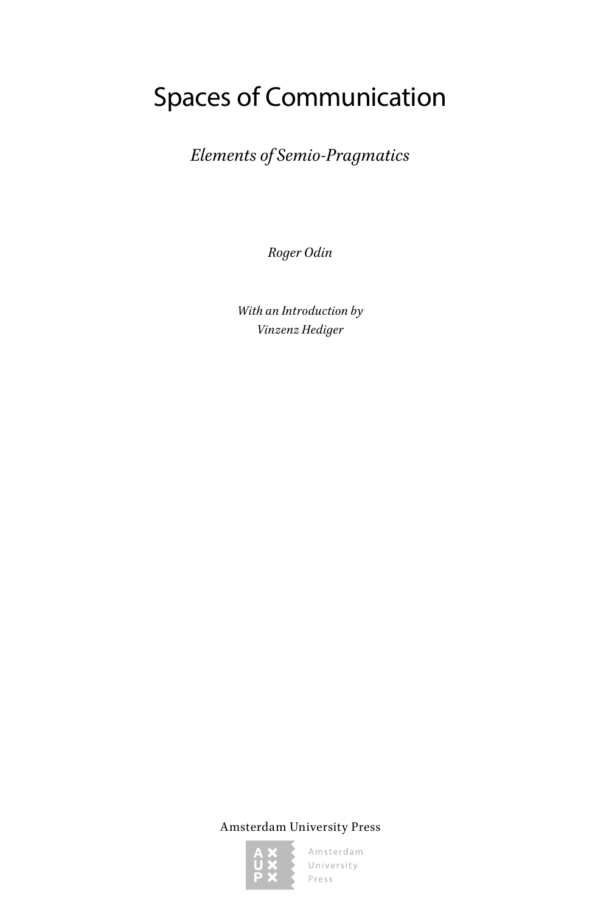# Spaces of Communication

*Elements of Semio-Pragmatics*

*Roger Odin*

*With an Introduction by*
*Vinzenz Hediger*

Amsterdam University Press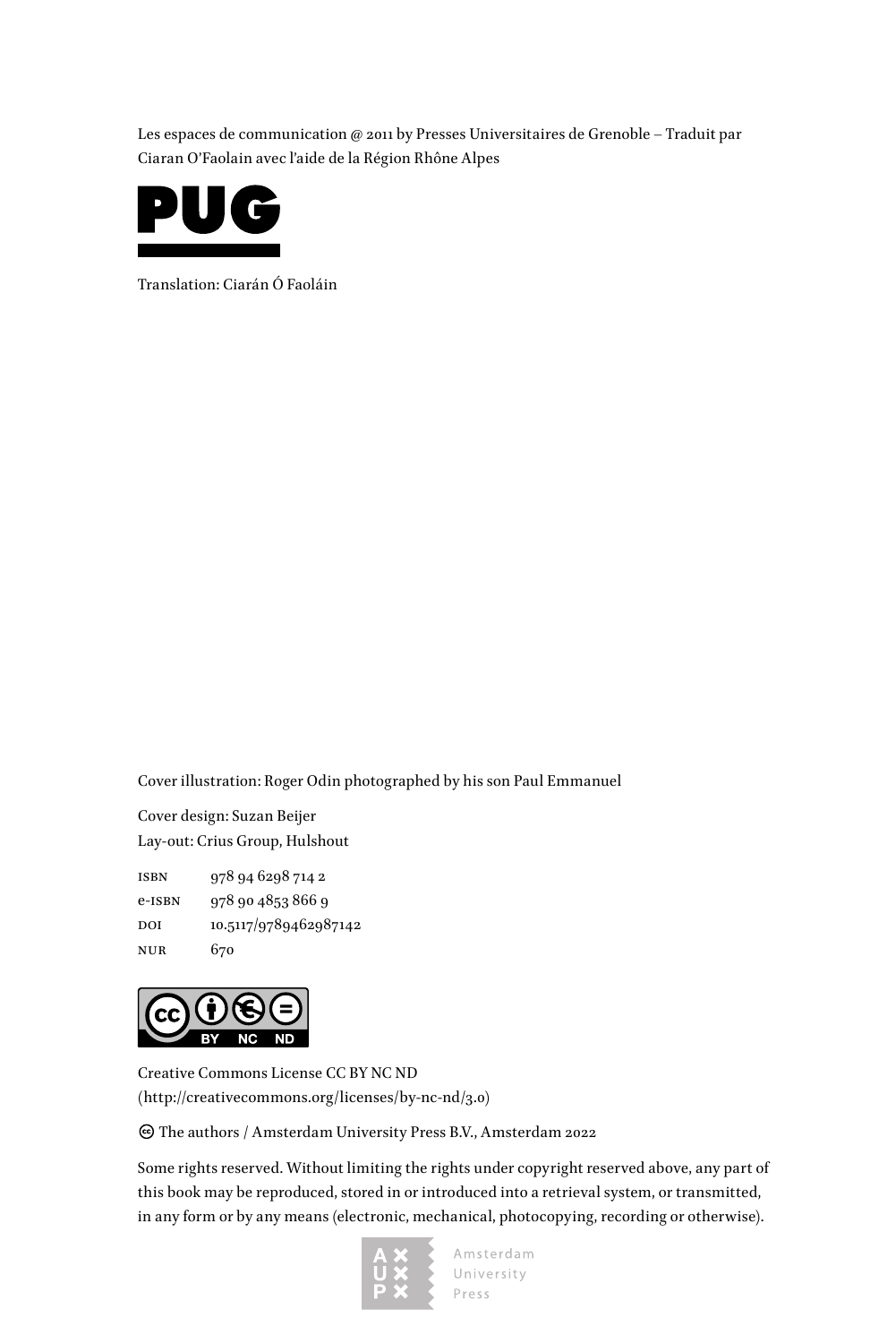Les espaces de communication @ 2011 by Presses Universitaires de Grenoble – Traduit par Ciaran O'Faolain avec l'aide de la Région Rhône Alpes

PUG

Translation: Ciarán Ó Faoláin

Cover illustration: Roger Odin photographed by his son Paul Emmanuel

Cover design: Suzan Beijer
Lay-out: Crius Group, Hulshout

| | |
|---|---|
| ISBN | 978 94 6298 714 2 |
| e-ISBN | 978 90 4853 866 9 |
| DOI | 10.5117/9789462987142 |
| NUR | 670 |

Creative Commons License CC BY NC ND
(http://creativecommons.org/licenses/by-nc-nd/3.0)

© The authors / Amsterdam University Press B.V., Amsterdam 2022

Some rights reserved. Without limiting the rights under copyright reserved above, any part of this book may be reproduced, stored in or introduced into a retrieval system, or transmitted, in any form or by any means (electronic, mechanical, photocopying, recording or otherwise).

Amsterdam University Press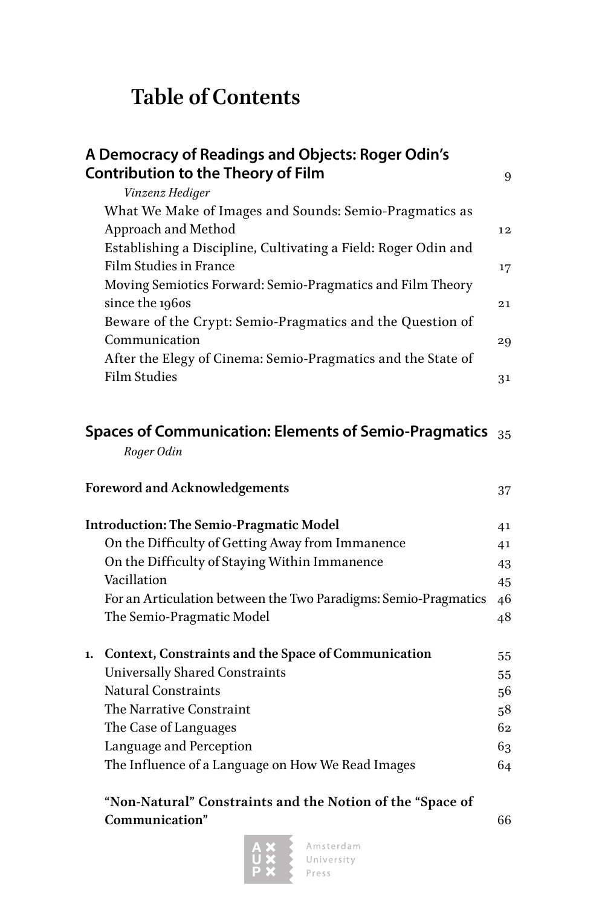# Table of Contents

**A Democracy of Readings and Objects: Roger Odin's Contribution to the Theory of Film** 9

*Vinzenz Hediger*

What We Make of Images and Sounds: Semio-Pragmatics as Approach and Method 12

Establishing a Discipline, Cultivating a Field: Roger Odin and Film Studies in France 17

Moving Semiotics Forward: Semio-Pragmatics and Film Theory since the 1960s 21

Beware of the Crypt: Semio-Pragmatics and the Question of Communication 29

After the Elegy of Cinema: Semio-Pragmatics and the State of Film Studies 31

**Spaces of Communication: Elements of Semio-Pragmatics** 35

*Roger Odin*

**Foreword and Acknowledgements** 37

**Introduction: The Semio-Pragmatic Model** 41

On the Difficulty of Getting Away from Immanence 41

On the Difficulty of Staying Within Immanence 43

Vacillation 45

For an Articulation between the Two Paradigms: Semio-Pragmatics 46

The Semio-Pragmatic Model 48

**1. Context, Constraints and the Space of Communication** 55

Universally Shared Constraints 55

Natural Constraints 56

The Narrative Constraint 58

The Case of Languages 62

Language and Perception 63

The Influence of a Language on How We Read Images 64

**"Non-Natural" Constraints and the Notion of the "Space of Communication"** 66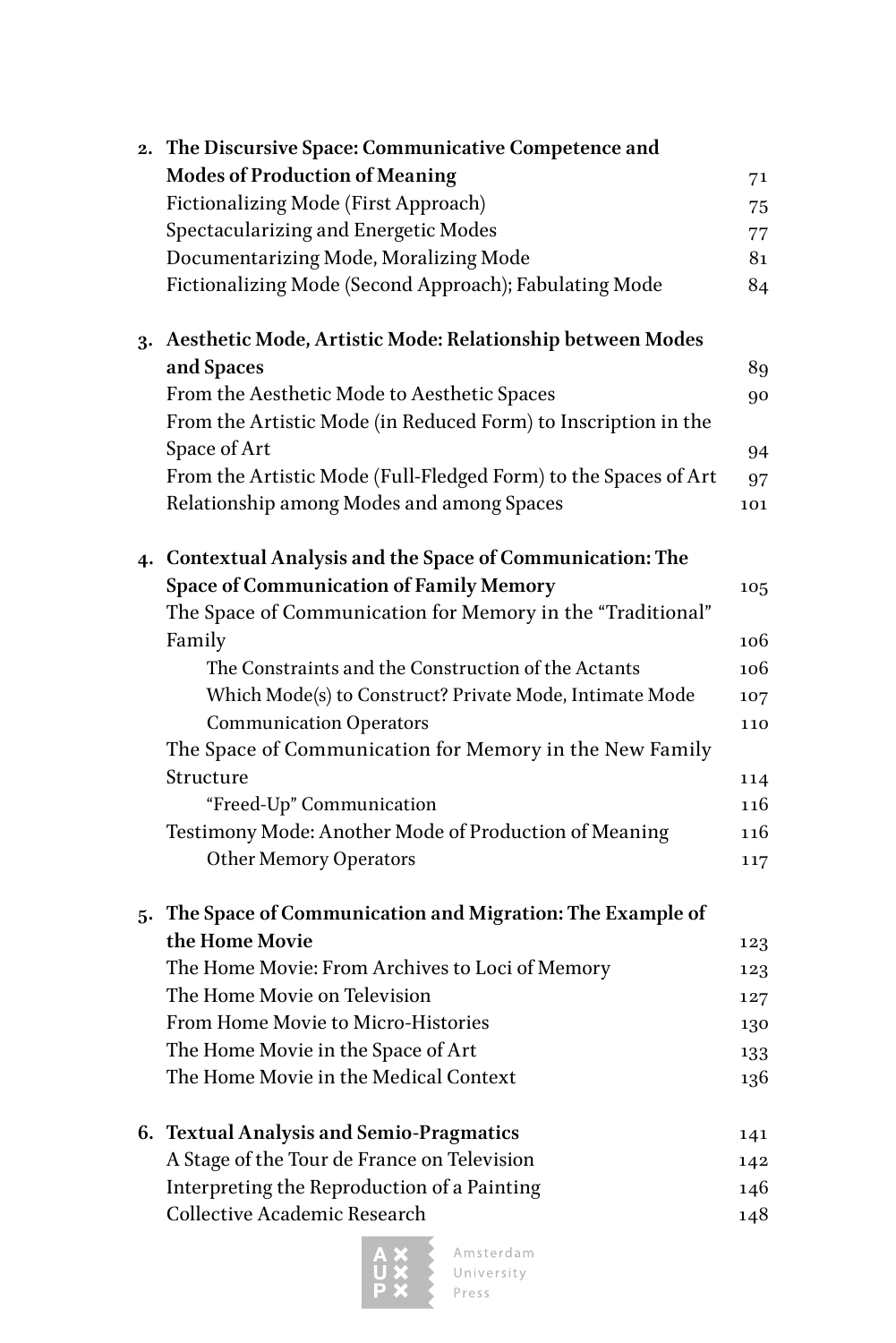2. **The Discursive Space: Communicative Competence and Modes of Production of Meaning** 71
   - Fictionalizing Mode (First Approach) 75
   - Spectacularizing and Energetic Modes 77
   - Documentarizing Mode, Moralizing Mode 81
   - Fictionalizing Mode (Second Approach); Fabulating Mode 84

3. **Aesthetic Mode, Artistic Mode: Relationship between Modes and Spaces** 89
   - From the Aesthetic Mode to Aesthetic Spaces 90
   - From the Artistic Mode (in Reduced Form) to Inscription in the Space of Art 94
   - From the Artistic Mode (Full-Fledged Form) to the Spaces of Art 97
   - Relationship among Modes and among Spaces 101

4. **Contextual Analysis and the Space of Communication: The Space of Communication of Family Memory** 105
   - The Space of Communication for Memory in the "Traditional" Family 106
     - The Constraints and the Construction of the Actants 106
     - Which Mode(s) to Construct? Private Mode, Intimate Mode 107
     - Communication Operators 110
   - The Space of Communication for Memory in the New Family Structure 114
     - "Freed-Up" Communication 116
   - Testimony Mode: Another Mode of Production of Meaning 116
     - Other Memory Operators 117

5. **The Space of Communication and Migration: The Example of the Home Movie** 123
   - The Home Movie: From Archives to Loci of Memory 123
   - The Home Movie on Television 127
   - From Home Movie to Micro-Histories 130
   - The Home Movie in the Space of Art 133
   - The Home Movie in the Medical Context 136

6. **Textual Analysis and Semio-Pragmatics** 141
   - A Stage of the Tour de France on Television 142
   - Interpreting the Reproduction of a Painting 146
   - Collective Academic Research 148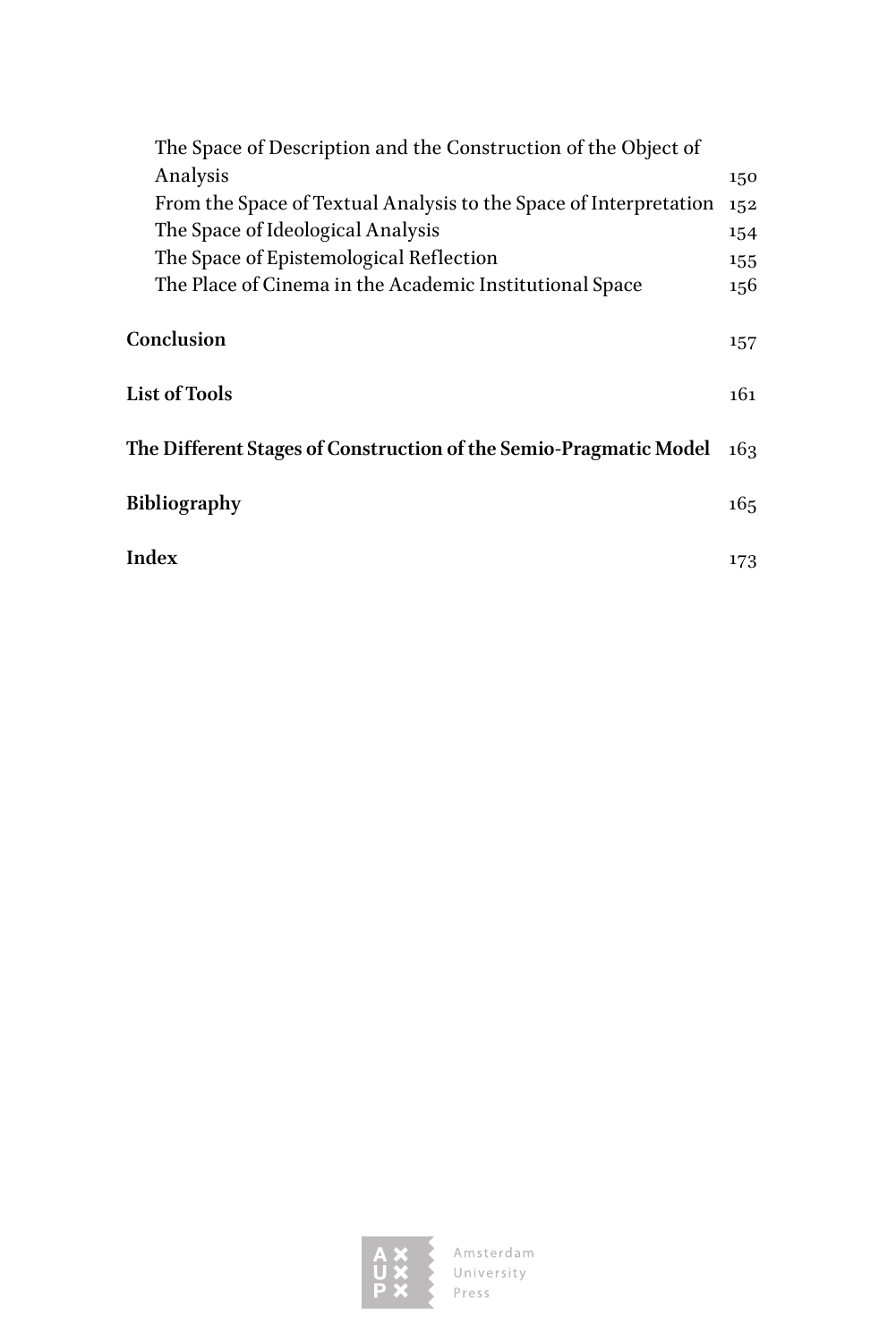The Space of Description and the Construction of the Object of Analysis 150
From the Space of Textual Analysis to the Space of Interpretation 152
The Space of Ideological Analysis 154
The Space of Epistemological Reflection 155
The Place of Cinema in the Academic Institutional Space 156

**Conclusion** 157

**List of Tools** 161

**The Different Stages of Construction of the Semio-Pragmatic Model** 163

**Bibliography** 165

**Index** 173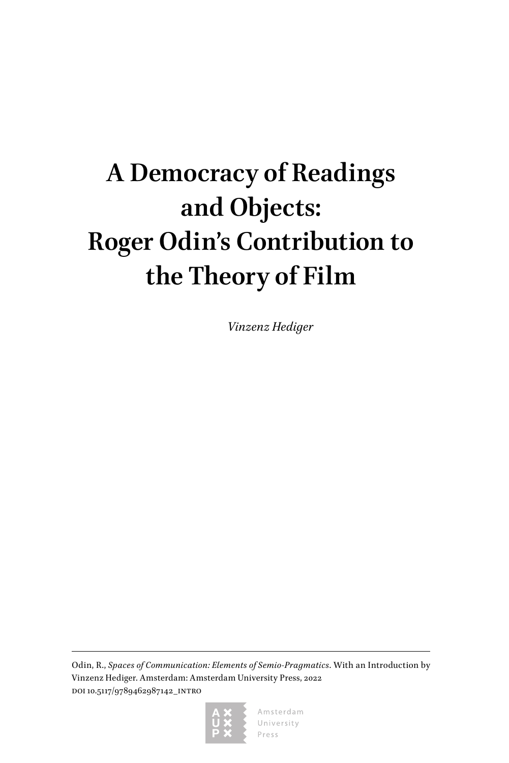# A Democracy of Readings and Objects: Roger Odin's Contribution to the Theory of Film

*Vinzenz Hediger*

Odin, R., *Spaces of Communication: Elements of Semio-Pragmatics*. With an Introduction by Vinzenz Hediger. Amsterdam: Amsterdam University Press, 2022
DOI 10.5117/9789462987142_INTRO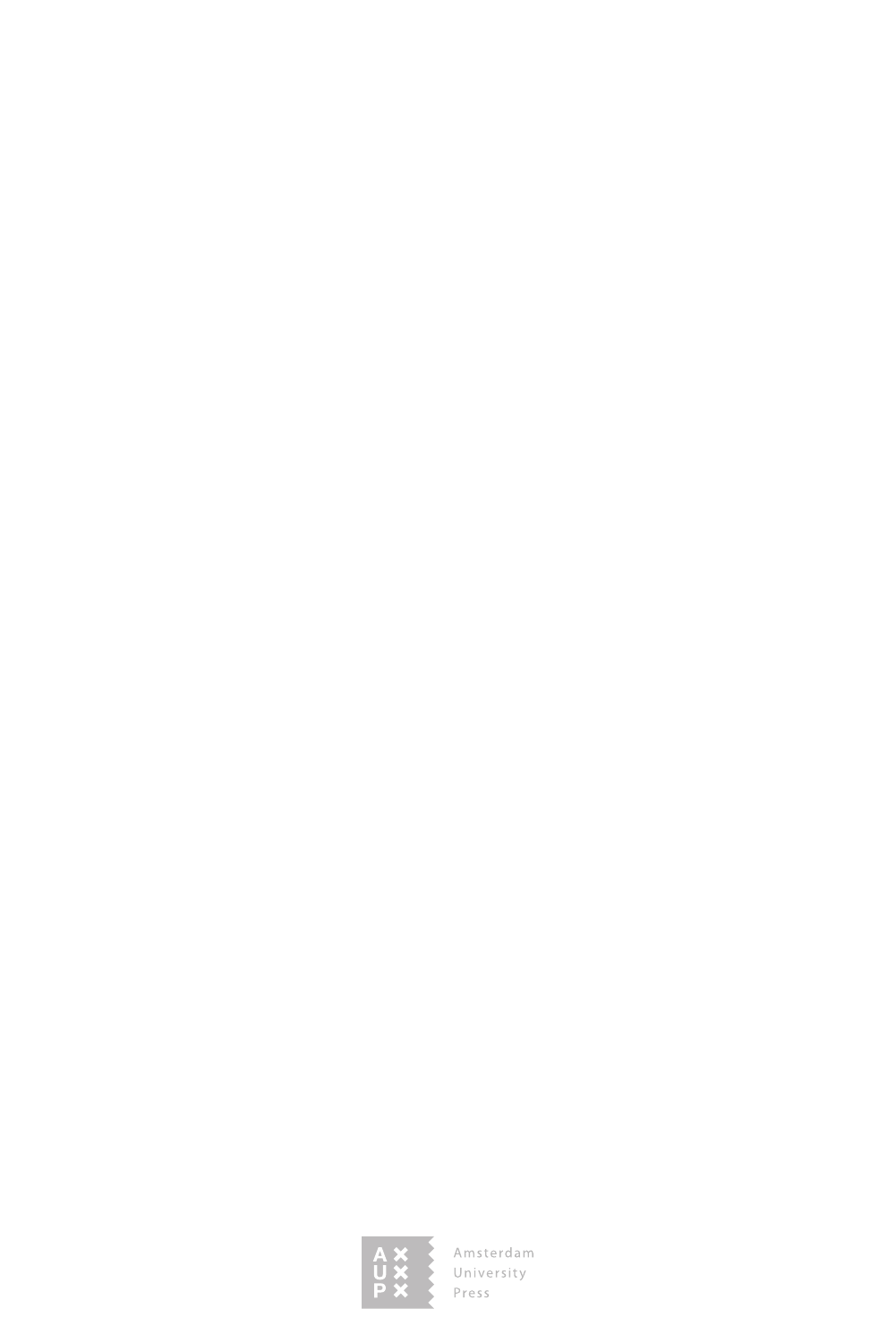Amsterdam University Press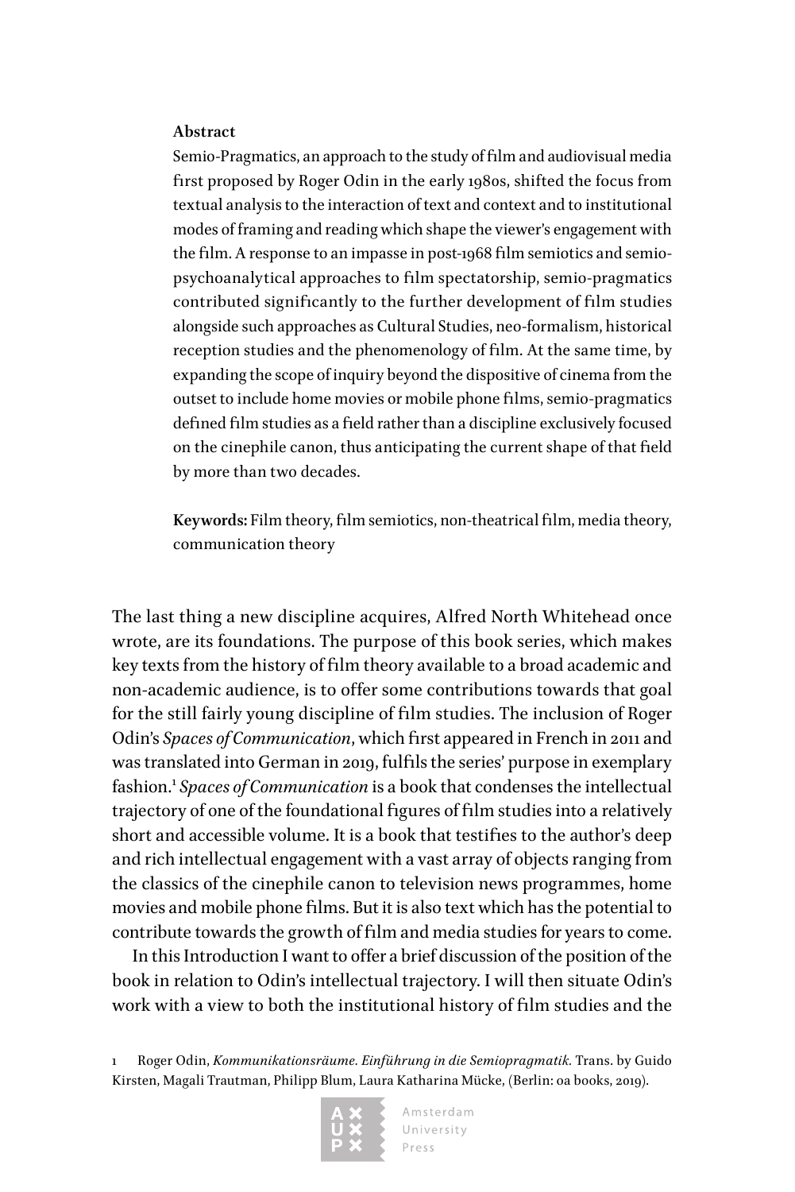**Abstract**

Semio-Pragmatics, an approach to the study of film and audiovisual media first proposed by Roger Odin in the early 1980s, shifted the focus from textual analysis to the interaction of text and context and to institutional modes of framing and reading which shape the viewer's engagement with the film. A response to an impasse in post-1968 film semiotics and semio-psychoanalytical approaches to film spectatorship, semio-pragmatics contributed significantly to the further development of film studies alongside such approaches as Cultural Studies, neo-formalism, historical reception studies and the phenomenology of film. At the same time, by expanding the scope of inquiry beyond the dispositive of cinema from the outset to include home movies or mobile phone films, semio-pragmatics defined film studies as a field rather than a discipline exclusively focused on the cinephile canon, thus anticipating the current shape of that field by more than two decades.

**Keywords:** Film theory, film semiotics, non-theatrical film, media theory, communication theory

The last thing a new discipline acquires, Alfred North Whitehead once wrote, are its foundations. The purpose of this book series, which makes key texts from the history of film theory available to a broad academic and non-academic audience, is to offer some contributions towards that goal for the still fairly young discipline of film studies. The inclusion of Roger Odin's *Spaces of Communication*, which first appeared in French in 2011 and was translated into German in 2019, fulfils the series' purpose in exemplary fashion.[1] *Spaces of Communication* is a book that condenses the intellectual trajectory of one of the foundational figures of film studies into a relatively short and accessible volume. It is a book that testifies to the author's deep and rich intellectual engagement with a vast array of objects ranging from the classics of the cinephile canon to television news programmes, home movies and mobile phone films. But it is also text which has the potential to contribute towards the growth of film and media studies for years to come.

In this Introduction I want to offer a brief discussion of the position of the book in relation to Odin's intellectual trajectory. I will then situate Odin's work with a view to both the institutional history of film studies and the

1 Roger Odin, *Kommunikationsräume. Einführung in die Semiopragmatik.* Trans. by Guido Kirsten, Magali Trautman, Philipp Blum, Laura Katharina Mücke, (Berlin: oa books, 2019).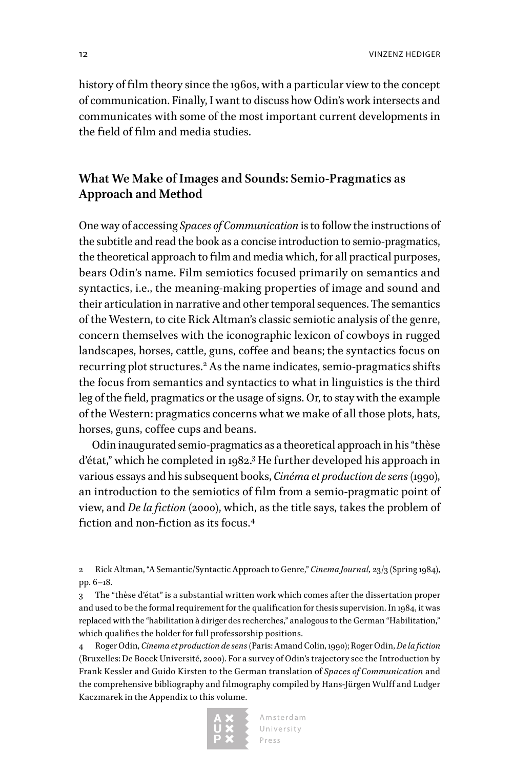history of film theory since the 1960s, with a particular view to the concept of communication. Finally, I want to discuss how Odin's work intersects and communicates with some of the most important current developments in the field of film and media studies.

## What We Make of Images and Sounds: Semio-Pragmatics as Approach and Method

One way of accessing *Spaces of Communication* is to follow the instructions of the subtitle and read the book as a concise introduction to semio-pragmatics, the theoretical approach to film and media which, for all practical purposes, bears Odin's name. Film semiotics focused primarily on semantics and syntactics, i.e., the meaning-making properties of image and sound and their articulation in narrative and other temporal sequences. The semantics of the Western, to cite Rick Altman's classic semiotic analysis of the genre, concern themselves with the iconographic lexicon of cowboys in rugged landscapes, horses, cattle, guns, coffee and beans; the syntactics focus on recurring plot structures.[2] As the name indicates, semio-pragmatics shifts the focus from semantics and syntactics to what in linguistics is the third leg of the field, pragmatics or the usage of signs. Or, to stay with the example of the Western: pragmatics concerns what we make of all those plots, hats, horses, guns, coffee cups and beans.

Odin inaugurated semio-pragmatics as a theoretical approach in his "thèse d'état," which he completed in 1982.[3] He further developed his approach in various essays and his subsequent books, *Cinéma et production de sens* (1990), an introduction to the semiotics of film from a semio-pragmatic point of view, and *De la fiction* (2000), which, as the title says, takes the problem of fiction and non-fiction as its focus.[4]

2 Rick Altman, "A Semantic/Syntactic Approach to Genre," *Cinema Journal,* 23/3 (Spring 1984), pp. 6–18.

3 The "thèse d'état" is a substantial written work which comes after the dissertation proper and used to be the formal requirement for the qualification for thesis supervision. In 1984, it was replaced with the "habilitation à diriger des recherches," analogous to the German "Habilitation," which qualifies the holder for full professorship positions.

4 Roger Odin, *Cinema et production de sens* (Paris: Amand Colin, 1990); Roger Odin, *De la fiction* (Bruxelles: De Boeck Université, 2000). For a survey of Odin's trajectory see the Introduction by Frank Kessler and Guido Kirsten to the German translation of *Spaces of Communication* and the comprehensive bibliography and filmography compiled by Hans-Jürgen Wulff and Ludger Kaczmarek in the Appendix to this volume.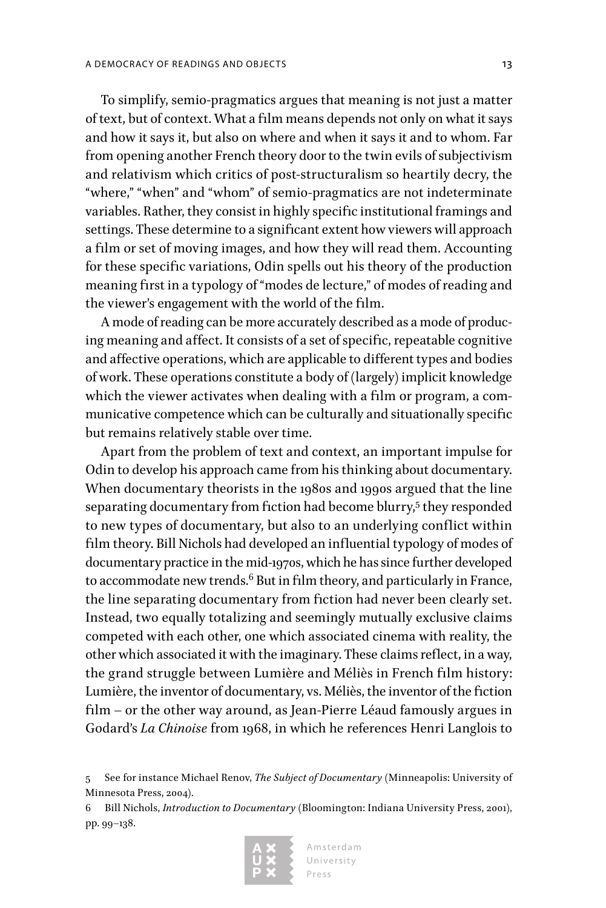To simplify, semio-pragmatics argues that meaning is not just a matter of text, but of context. What a film means depends not only on what it says and how it says it, but also on where and when it says it and to whom. Far from opening another French theory door to the twin evils of subjectivism and relativism which critics of post-structuralism so heartily decry, the "where," "when" and "whom" of semio-pragmatics are not indeterminate variables. Rather, they consist in highly specific institutional framings and settings. These determine to a significant extent how viewers will approach a film or set of moving images, and how they will read them. Accounting for these specific variations, Odin spells out his theory of the production meaning first in a typology of "modes de lecture," of modes of reading and the viewer's engagement with the world of the film.

A mode of reading can be more accurately described as a mode of producing meaning and affect. It consists of a set of specific, repeatable cognitive and affective operations, which are applicable to different types and bodies of work. These operations constitute a body of (largely) implicit knowledge which the viewer activates when dealing with a film or program, a communicative competence which can be culturally and situationally specific but remains relatively stable over time.

Apart from the problem of text and context, an important impulse for Odin to develop his approach came from his thinking about documentary. When documentary theorists in the 1980s and 1990s argued that the line separating documentary from fiction had become blurry,[5] they responded to new types of documentary, but also to an underlying conflict within film theory. Bill Nichols had developed an influential typology of modes of documentary practice in the mid-1970s, which he has since further developed to accommodate new trends.[6] But in film theory, and particularly in France, the line separating documentary from fiction had never been clearly set. Instead, two equally totalizing and seemingly mutually exclusive claims competed with each other, one which associated cinema with reality, the other which associated it with the imaginary. These claims reflect, in a way, the grand struggle between Lumière and Méliès in French film history: Lumière, the inventor of documentary, vs. Méliès, the inventor of the fiction film – or the other way around, as Jean-Pierre Léaud famously argues in Godard's *La Chinoise* from 1968, in which he references Henri Langlois to

5 See for instance Michael Renov, *The Subject of Documentary* (Minneapolis: University of Minnesota Press, 2004).

6 Bill Nichols, *Introduction to Documentary* (Bloomington: Indiana University Press, 2001), pp. 99–138.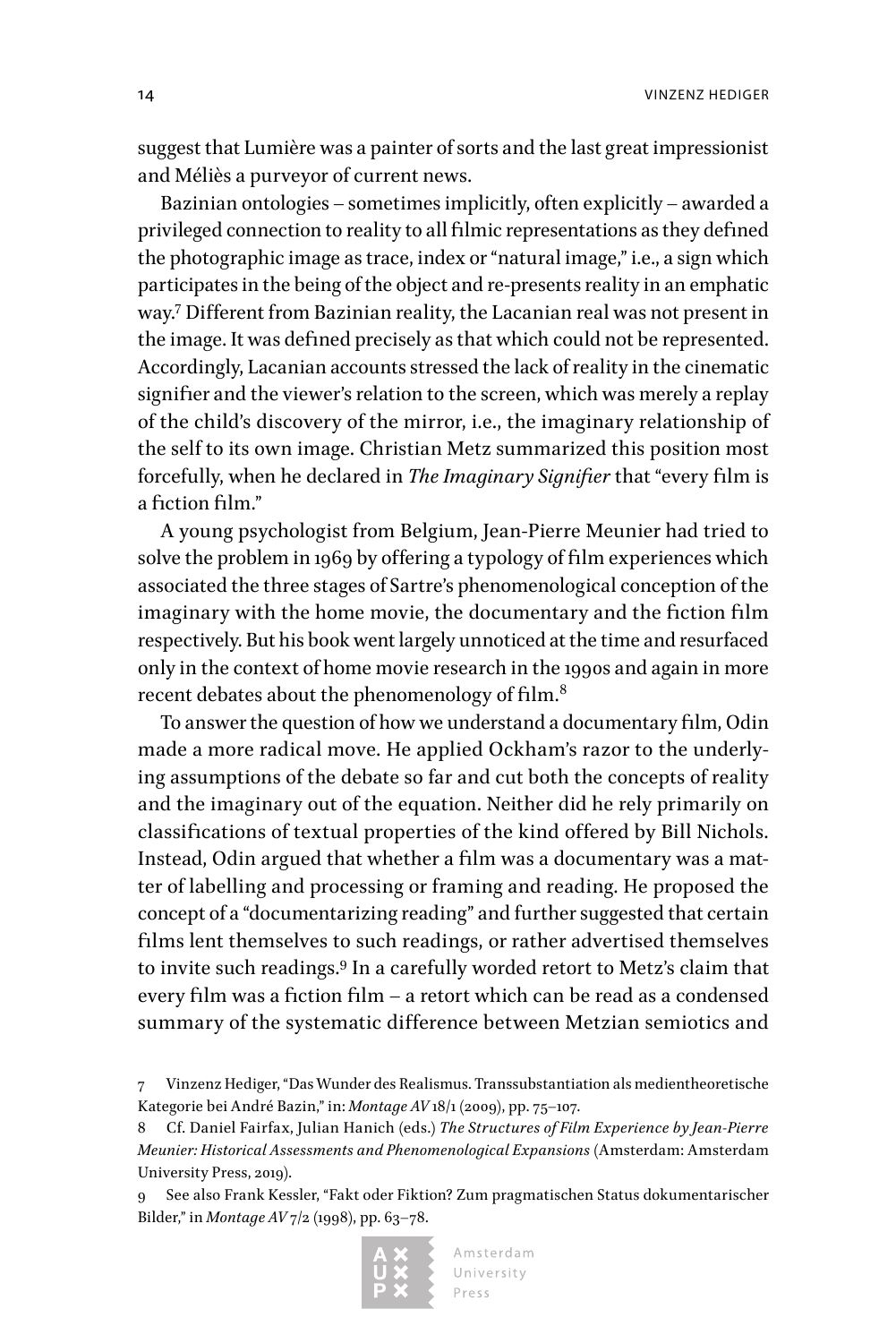suggest that Lumière was a painter of sorts and the last great impressionist and Méliès a purveyor of current news.

Bazinian ontologies – sometimes implicitly, often explicitly – awarded a privileged connection to reality to all filmic representations as they defined the photographic image as trace, index or "natural image," i.e., a sign which participates in the being of the object and re-presents reality in an emphatic way.[7] Different from Bazinian reality, the Lacanian real was not present in the image. It was defined precisely as that which could not be represented. Accordingly, Lacanian accounts stressed the lack of reality in the cinematic signifier and the viewer's relation to the screen, which was merely a replay of the child's discovery of the mirror, i.e., the imaginary relationship of the self to its own image. Christian Metz summarized this position most forcefully, when he declared in *The Imaginary Signifier* that "every film is a fiction film."

A young psychologist from Belgium, Jean-Pierre Meunier had tried to solve the problem in 1969 by offering a typology of film experiences which associated the three stages of Sartre's phenomenological conception of the imaginary with the home movie, the documentary and the fiction film respectively. But his book went largely unnoticed at the time and resurfaced only in the context of home movie research in the 1990s and again in more recent debates about the phenomenology of film.[8]

To answer the question of how we understand a documentary film, Odin made a more radical move. He applied Ockham's razor to the underlying assumptions of the debate so far and cut both the concepts of reality and the imaginary out of the equation. Neither did he rely primarily on classifications of textual properties of the kind offered by Bill Nichols. Instead, Odin argued that whether a film was a documentary was a matter of labelling and processing or framing and reading. He proposed the concept of a "documentarizing reading" and further suggested that certain films lent themselves to such readings, or rather advertised themselves to invite such readings.[9] In a carefully worded retort to Metz's claim that every film was a fiction film – a retort which can be read as a condensed summary of the systematic difference between Metzian semiotics and

7 Vinzenz Hediger, "Das Wunder des Realismus. Transsubstantiation als medientheoretische Kategorie bei André Bazin," in: *Montage AV* 18/1 (2009), pp. 75–107.

8 Cf. Daniel Fairfax, Julian Hanich (eds.) *The Structures of Film Experience by Jean-Pierre Meunier: Historical Assessments and Phenomenological Expansions* (Amsterdam: Amsterdam University Press, 2019).

9 See also Frank Kessler, "Fakt oder Fiktion? Zum pragmatischen Status dokumentarischer Bilder," in *Montage AV* 7/2 (1998), pp. 63–78.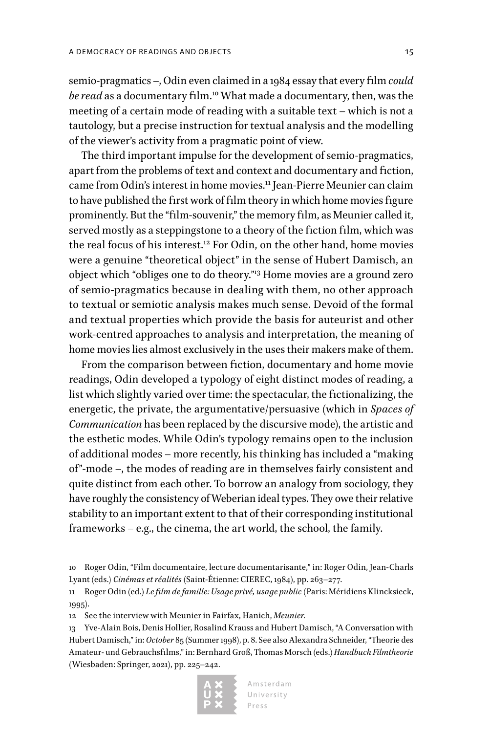semio-pragmatics –, Odin even claimed in a 1984 essay that every film *could be read* as a documentary film.[10] What made a documentary, then, was the meeting of a certain mode of reading with a suitable text – which is not a tautology, but a precise instruction for textual analysis and the modelling of the viewer's activity from a pragmatic point of view.

The third important impulse for the development of semio-pragmatics, apart from the problems of text and context and documentary and fiction, came from Odin's interest in home movies.[11] Jean-Pierre Meunier can claim to have published the first work of film theory in which home movies figure prominently. But the "film-souvenir," the memory film, as Meunier called it, served mostly as a steppingstone to a theory of the fiction film, which was the real focus of his interest.[12] For Odin, on the other hand, home movies were a genuine "theoretical object" in the sense of Hubert Damisch, an object which "obliges one to do theory."[13] Home movies are a ground zero of semio-pragmatics because in dealing with them, no other approach to textual or semiotic analysis makes much sense. Devoid of the formal and textual properties which provide the basis for auteurist and other work-centred approaches to analysis and interpretation, the meaning of home movies lies almost exclusively in the uses their makers make of them.

From the comparison between fiction, documentary and home movie readings, Odin developed a typology of eight distinct modes of reading, a list which slightly varied over time: the spectacular, the fictionalizing, the energetic, the private, the argumentative/persuasive (which in *Spaces of Communication* has been replaced by the discursive mode), the artistic and the esthetic modes. While Odin's typology remains open to the inclusion of additional modes – more recently, his thinking has included a "making of"-mode –, the modes of reading are in themselves fairly consistent and quite distinct from each other. To borrow an analogy from sociology, they have roughly the consistency of Weberian ideal types. They owe their relative stability to an important extent to that of their corresponding institutional frameworks – e.g., the cinema, the art world, the school, the family.

10 Roger Odin, "Film documentaire, lecture documentarisante," in: Roger Odin, Jean-Charls Lyant (eds.) *Cinémas et réalités* (Saint-Étienne: CIEREC, 1984), pp. 263–277.

11 Roger Odin (ed.) *Le film de famille: Usage privé, usage public* (Paris: Méridiens Klincksieck, 1995).

12 See the interview with Meunier in Fairfax, Hanich, *Meunier.*

13 Yve-Alain Bois, Denis Hollier, Rosalind Krauss and Hubert Damisch, "A Conversation with Hubert Damisch," in: *October* 85 (Summer 1998), p. 8. See also Alexandra Schneider, "Theorie des Amateur- und Gebrauchsfilms," in: Bernhard Groß, Thomas Morsch (eds.) *Handbuch Filmtheorie* (Wiesbaden: Springer, 2021), pp. 225–242.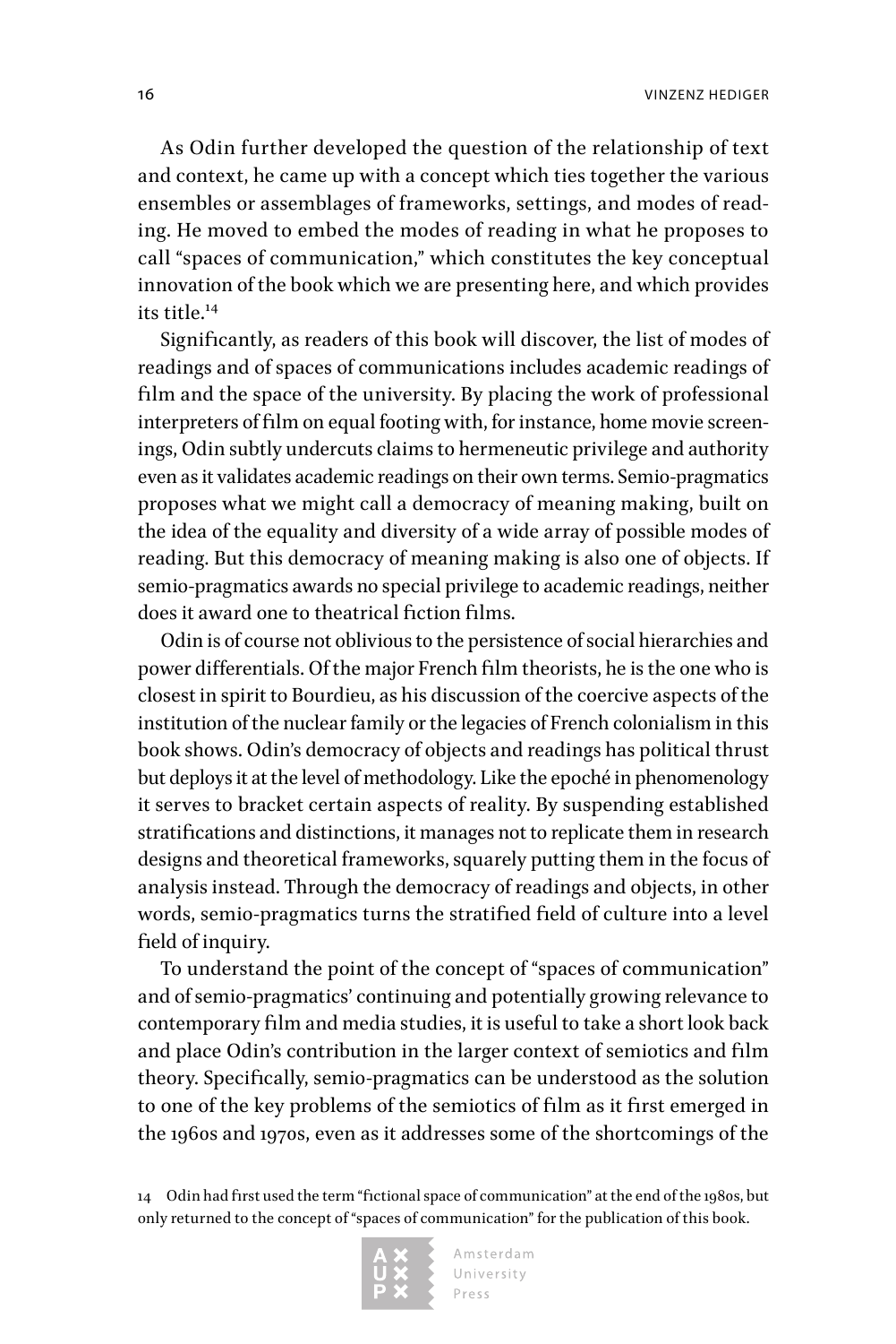As Odin further developed the question of the relationship of text and context, he came up with a concept which ties together the various ensembles or assemblages of frameworks, settings, and modes of reading. He moved to embed the modes of reading in what he proposes to call "spaces of communication," which constitutes the key conceptual innovation of the book which we are presenting here, and which provides its title.[14]

Significantly, as readers of this book will discover, the list of modes of readings and of spaces of communications includes academic readings of film and the space of the university. By placing the work of professional interpreters of film on equal footing with, for instance, home movie screenings, Odin subtly undercuts claims to hermeneutic privilege and authority even as it validates academic readings on their own terms. Semio-pragmatics proposes what we might call a democracy of meaning making, built on the idea of the equality and diversity of a wide array of possible modes of reading. But this democracy of meaning making is also one of objects. If semio-pragmatics awards no special privilege to academic readings, neither does it award one to theatrical fiction films.

Odin is of course not oblivious to the persistence of social hierarchies and power differentials. Of the major French film theorists, he is the one who is closest in spirit to Bourdieu, as his discussion of the coercive aspects of the institution of the nuclear family or the legacies of French colonialism in this book shows. Odin's democracy of objects and readings has political thrust but deploys it at the level of methodology. Like the epoché in phenomenology it serves to bracket certain aspects of reality. By suspending established stratifications and distinctions, it manages not to replicate them in research designs and theoretical frameworks, squarely putting them in the focus of analysis instead. Through the democracy of readings and objects, in other words, semio-pragmatics turns the stratified field of culture into a level field of inquiry.

To understand the point of the concept of "spaces of communication" and of semio-pragmatics' continuing and potentially growing relevance to contemporary film and media studies, it is useful to take a short look back and place Odin's contribution in the larger context of semiotics and film theory. Specifically, semio-pragmatics can be understood as the solution to one of the key problems of the semiotics of film as it first emerged in the 1960s and 1970s, even as it addresses some of the shortcomings of the

14 Odin had first used the term "fictional space of communication" at the end of the 1980s, but only returned to the concept of "spaces of communication" for the publication of this book.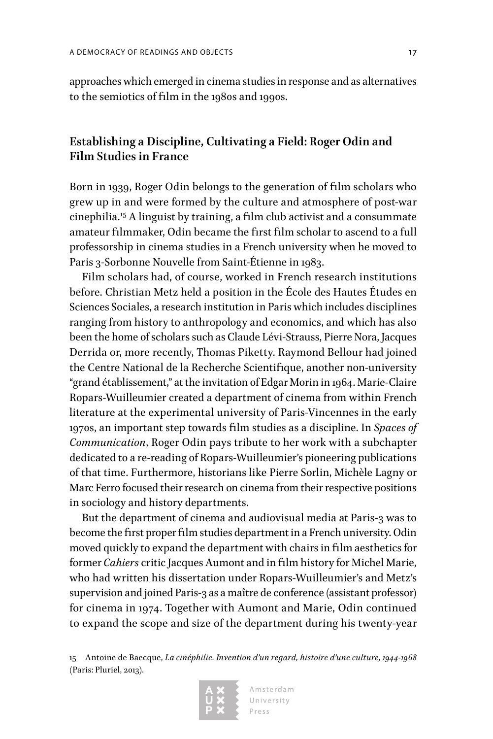approaches which emerged in cinema studies in response and as alternatives to the semiotics of film in the 1980s and 1990s.

## Establishing a Discipline, Cultivating a Field: Roger Odin and Film Studies in France

Born in 1939, Roger Odin belongs to the generation of film scholars who grew up in and were formed by the culture and atmosphere of post-war cinephilia.[15] A linguist by training, a film club activist and a consummate amateur filmmaker, Odin became the first film scholar to ascend to a full professorship in cinema studies in a French university when he moved to Paris 3-Sorbonne Nouvelle from Saint-Étienne in 1983.

Film scholars had, of course, worked in French research institutions before. Christian Metz held a position in the École des Hautes Études en Sciences Sociales, a research institution in Paris which includes disciplines ranging from history to anthropology and economics, and which has also been the home of scholars such as Claude Lévi-Strauss, Pierre Nora, Jacques Derrida or, more recently, Thomas Piketty. Raymond Bellour had joined the Centre National de la Recherche Scientifique, another non-university "grand établissement," at the invitation of Edgar Morin in 1964. Marie-Claire Ropars-Wuilleumier created a department of cinema from within French literature at the experimental university of Paris-Vincennes in the early 1970s, an important step towards film studies as a discipline. In *Spaces of Communication*, Roger Odin pays tribute to her work with a subchapter dedicated to a re-reading of Ropars-Wuilleumier's pioneering publications of that time. Furthermore, historians like Pierre Sorlin, Michèle Lagny or Marc Ferro focused their research on cinema from their respective positions in sociology and history departments.

But the department of cinema and audiovisual media at Paris-3 was to become the first proper film studies department in a French university. Odin moved quickly to expand the department with chairs in film aesthetics for former *Cahiers* critic Jacques Aumont and in film history for Michel Marie, who had written his dissertation under Ropars-Wuilleumier's and Metz's supervision and joined Paris-3 as a maître de conference (assistant professor) for cinema in 1974. Together with Aumont and Marie, Odin continued to expand the scope and size of the department during his twenty-year

15 Antoine de Baecque, *La cinéphilie. Invention d'un regard, histoire d'une culture, 1944-1968* (Paris: Pluriel, 2013).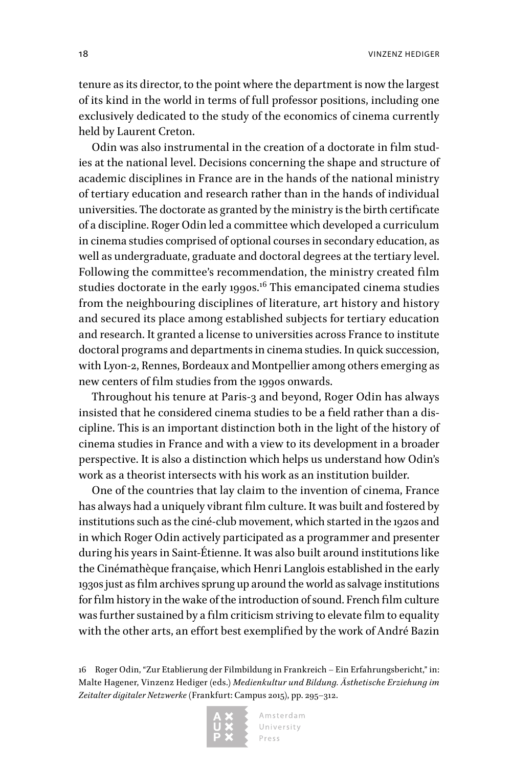tenure as its director, to the point where the department is now the largest of its kind in the world in terms of full professor positions, including one exclusively dedicated to the study of the economics of cinema currently held by Laurent Creton.

Odin was also instrumental in the creation of a doctorate in film studies at the national level. Decisions concerning the shape and structure of academic disciplines in France are in the hands of the national ministry of tertiary education and research rather than in the hands of individual universities. The doctorate as granted by the ministry is the birth certificate of a discipline. Roger Odin led a committee which developed a curriculum in cinema studies comprised of optional courses in secondary education, as well as undergraduate, graduate and doctoral degrees at the tertiary level. Following the committee's recommendation, the ministry created film studies doctorate in the early 1990s.[16] This emancipated cinema studies from the neighbouring disciplines of literature, art history and history and secured its place among established subjects for tertiary education and research. It granted a license to universities across France to institute doctoral programs and departments in cinema studies. In quick succession, with Lyon-2, Rennes, Bordeaux and Montpellier among others emerging as new centers of film studies from the 1990s onwards.

Throughout his tenure at Paris-3 and beyond, Roger Odin has always insisted that he considered cinema studies to be a field rather than a discipline. This is an important distinction both in the light of the history of cinema studies in France and with a view to its development in a broader perspective. It is also a distinction which helps us understand how Odin's work as a theorist intersects with his work as an institution builder.

One of the countries that lay claim to the invention of cinema, France has always had a uniquely vibrant film culture. It was built and fostered by institutions such as the ciné-club movement, which started in the 1920s and in which Roger Odin actively participated as a programmer and presenter during his years in Saint-Étienne. It was also built around institutions like the Cinémathèque française, which Henri Langlois established in the early 1930s just as film archives sprung up around the world as salvage institutions for film history in the wake of the introduction of sound. French film culture was further sustained by a film criticism striving to elevate film to equality with the other arts, an effort best exemplified by the work of André Bazin

16 Roger Odin, "Zur Etablierung der Filmbildung in Frankreich – Ein Erfahrungsbericht," in: Malte Hagener, Vinzenz Hediger (eds.) *Medienkultur und Bildung. Ästhetische Erziehung im Zeitalter digitaler Netzwerke* (Frankfurt: Campus 2015), pp. 295–312.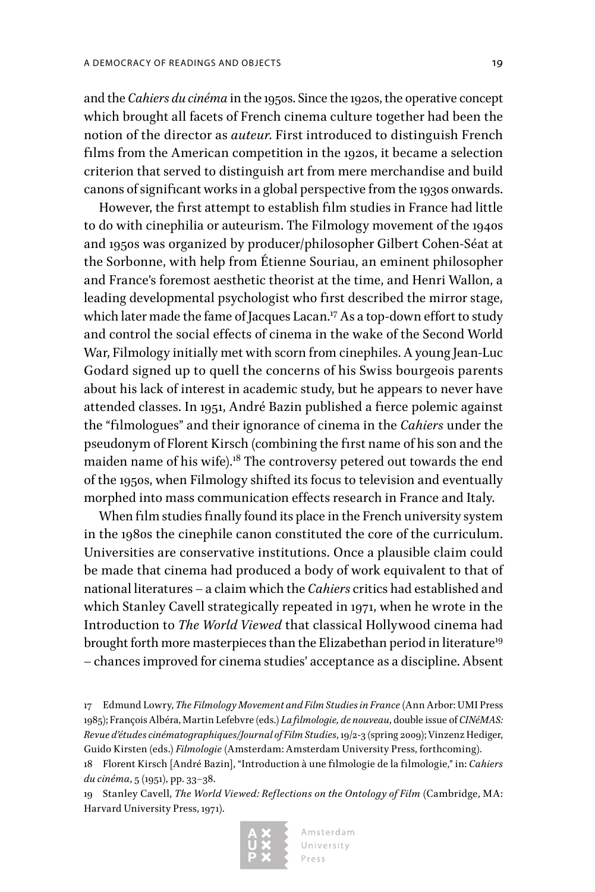and the *Cahiers du cinéma* in the 1950s. Since the 1920s, the operative concept which brought all facets of French cinema culture together had been the notion of the director as *auteur*. First introduced to distinguish French films from the American competition in the 1920s, it became a selection criterion that served to distinguish art from mere merchandise and build canons of significant works in a global perspective from the 1930s onwards.

However, the first attempt to establish film studies in France had little to do with cinephilia or auteurism. The Filmology movement of the 1940s and 1950s was organized by producer/philosopher Gilbert Cohen-Séat at the Sorbonne, with help from Étienne Souriau, an eminent philosopher and France's foremost aesthetic theorist at the time, and Henri Wallon, a leading developmental psychologist who first described the mirror stage, which later made the fame of Jacques Lacan.[17] As a top-down effort to study and control the social effects of cinema in the wake of the Second World War, Filmology initially met with scorn from cinephiles. A young Jean-Luc Godard signed up to quell the concerns of his Swiss bourgeois parents about his lack of interest in academic study, but he appears to never have attended classes. In 1951, André Bazin published a fierce polemic against the "filmologues" and their ignorance of cinema in the *Cahiers* under the pseudonym of Florent Kirsch (combining the first name of his son and the maiden name of his wife).[18] The controversy petered out towards the end of the 1950s, when Filmology shifted its focus to television and eventually morphed into mass communication effects research in France and Italy.

When film studies finally found its place in the French university system in the 1980s the cinephile canon constituted the core of the curriculum. Universities are conservative institutions. Once a plausible claim could be made that cinema had produced a body of work equivalent to that of national literatures – a claim which the *Cahiers* critics had established and which Stanley Cavell strategically repeated in 1971, when he wrote in the Introduction to *The World Viewed* that classical Hollywood cinema had brought forth more masterpieces than the Elizabethan period in literature[19] – chances improved for cinema studies' acceptance as a discipline. Absent

17 Edmund Lowry, *The Filmology Movement and Film Studies in France* (Ann Arbor: UMI Press 1985); François Albéra, Martin Lefebvre (eds.) *La filmologie, de nouveau*, double issue of *CINéMAS: Revue d'études cinématographiques/Journal of Film Studies*, 19/2-3 (spring 2009); Vinzenz Hediger, Guido Kirsten (eds.) *Filmologie* (Amsterdam: Amsterdam University Press, forthcoming).

18 Florent Kirsch [André Bazin], "Introduction à une filmologie de la filmologie," in: *Cahiers du cinéma*, 5 (1951), pp. 33–38.

19 Stanley Cavell, *The World Viewed: Reflections on the Ontology of Film* (Cambridge, MA: Harvard University Press, 1971).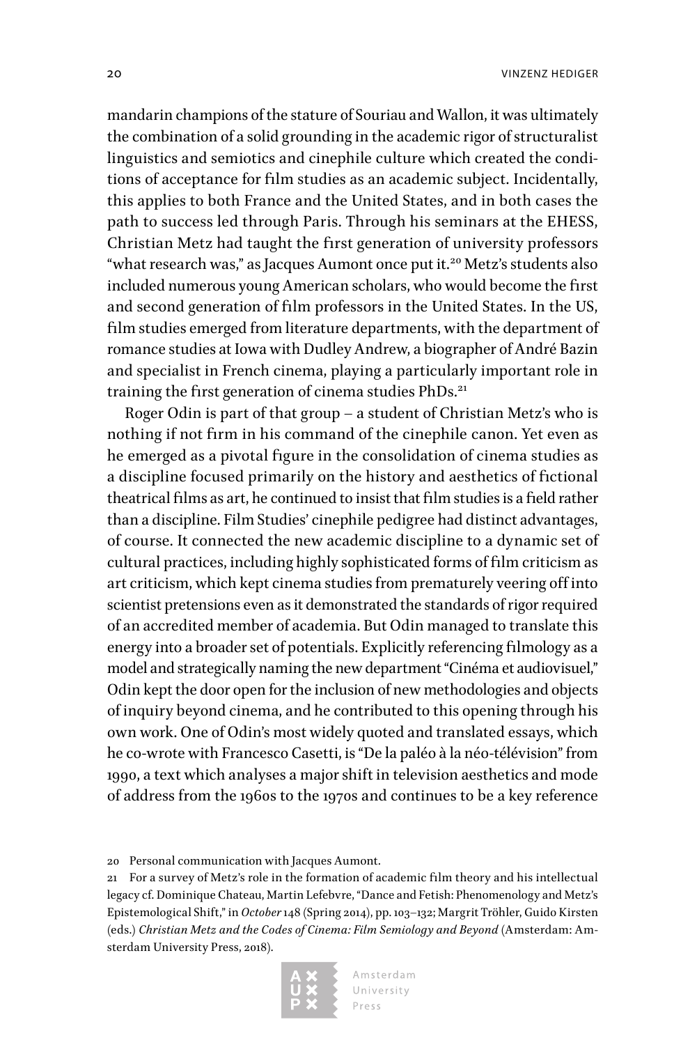mandarin champions of the stature of Souriau and Wallon, it was ultimately the combination of a solid grounding in the academic rigor of structuralist linguistics and semiotics and cinephile culture which created the conditions of acceptance for film studies as an academic subject. Incidentally, this applies to both France and the United States, and in both cases the path to success led through Paris. Through his seminars at the EHESS, Christian Metz had taught the first generation of university professors "what research was," as Jacques Aumont once put it.[20] Metz's students also included numerous young American scholars, who would become the first and second generation of film professors in the United States. In the US, film studies emerged from literature departments, with the department of romance studies at Iowa with Dudley Andrew, a biographer of André Bazin and specialist in French cinema, playing a particularly important role in training the first generation of cinema studies PhDs.[21]

Roger Odin is part of that group – a student of Christian Metz's who is nothing if not firm in his command of the cinephile canon. Yet even as he emerged as a pivotal figure in the consolidation of cinema studies as a discipline focused primarily on the history and aesthetics of fictional theatrical films as art, he continued to insist that film studies is a field rather than a discipline. Film Studies' cinephile pedigree had distinct advantages, of course. It connected the new academic discipline to a dynamic set of cultural practices, including highly sophisticated forms of film criticism as art criticism, which kept cinema studies from prematurely veering off into scientist pretensions even as it demonstrated the standards of rigor required of an accredited member of academia. But Odin managed to translate this energy into a broader set of potentials. Explicitly referencing filmology as a model and strategically naming the new department "Cinéma et audiovisuel," Odin kept the door open for the inclusion of new methodologies and objects of inquiry beyond cinema, and he contributed to this opening through his own work. One of Odin's most widely quoted and translated essays, which he co-wrote with Francesco Casetti, is "De la paléo à la néo-télévision" from 1990, a text which analyses a major shift in television aesthetics and mode of address from the 1960s to the 1970s and continues to be a key reference

20 Personal communication with Jacques Aumont.

21 For a survey of Metz's role in the formation of academic film theory and his intellectual legacy cf. Dominique Chateau, Martin Lefebvre, "Dance and Fetish: Phenomenology and Metz's Epistemological Shift," in *October* 148 (Spring 2014), pp. 103–132; Margrit Tröhler, Guido Kirsten (eds.) *Christian Metz and the Codes of Cinema: Film Semiology and Beyond* (Amsterdam: Amsterdam University Press, 2018).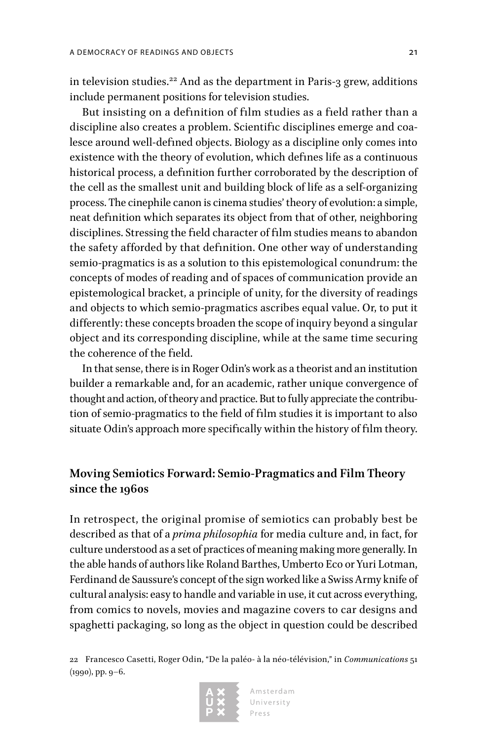in television studies.[22] And as the department in Paris-3 grew, additions include permanent positions for television studies.

But insisting on a definition of film studies as a field rather than a discipline also creates a problem. Scientific disciplines emerge and coalesce around well-defined objects. Biology as a discipline only comes into existence with the theory of evolution, which defines life as a continuous historical process, a definition further corroborated by the description of the cell as the smallest unit and building block of life as a self-organizing process. The cinephile canon is cinema studies' theory of evolution: a simple, neat definition which separates its object from that of other, neighboring disciplines. Stressing the field character of film studies means to abandon the safety afforded by that definition. One other way of understanding semio-pragmatics is as a solution to this epistemological conundrum: the concepts of modes of reading and of spaces of communication provide an epistemological bracket, a principle of unity, for the diversity of readings and objects to which semio-pragmatics ascribes equal value. Or, to put it differently: these concepts broaden the scope of inquiry beyond a singular object and its corresponding discipline, while at the same time securing the coherence of the field.

In that sense, there is in Roger Odin's work as a theorist and an institution builder a remarkable and, for an academic, rather unique convergence of thought and action, of theory and practice. But to fully appreciate the contribution of semio-pragmatics to the field of film studies it is important to also situate Odin's approach more specifically within the history of film theory.

## Moving Semiotics Forward: Semio-Pragmatics and Film Theory since the 1960s

In retrospect, the original promise of semiotics can probably best be described as that of a *prima philosophia* for media culture and, in fact, for culture understood as a set of practices of meaning making more generally. In the able hands of authors like Roland Barthes, Umberto Eco or Yuri Lotman, Ferdinand de Saussure's concept of the sign worked like a Swiss Army knife of cultural analysis: easy to handle and variable in use, it cut across everything, from comics to novels, movies and magazine covers to car designs and spaghetti packaging, so long as the object in question could be described

22 Francesco Casetti, Roger Odin, "De la paléo- à la néo-télévision," in *Communications* 51 (1990), pp. 9–6.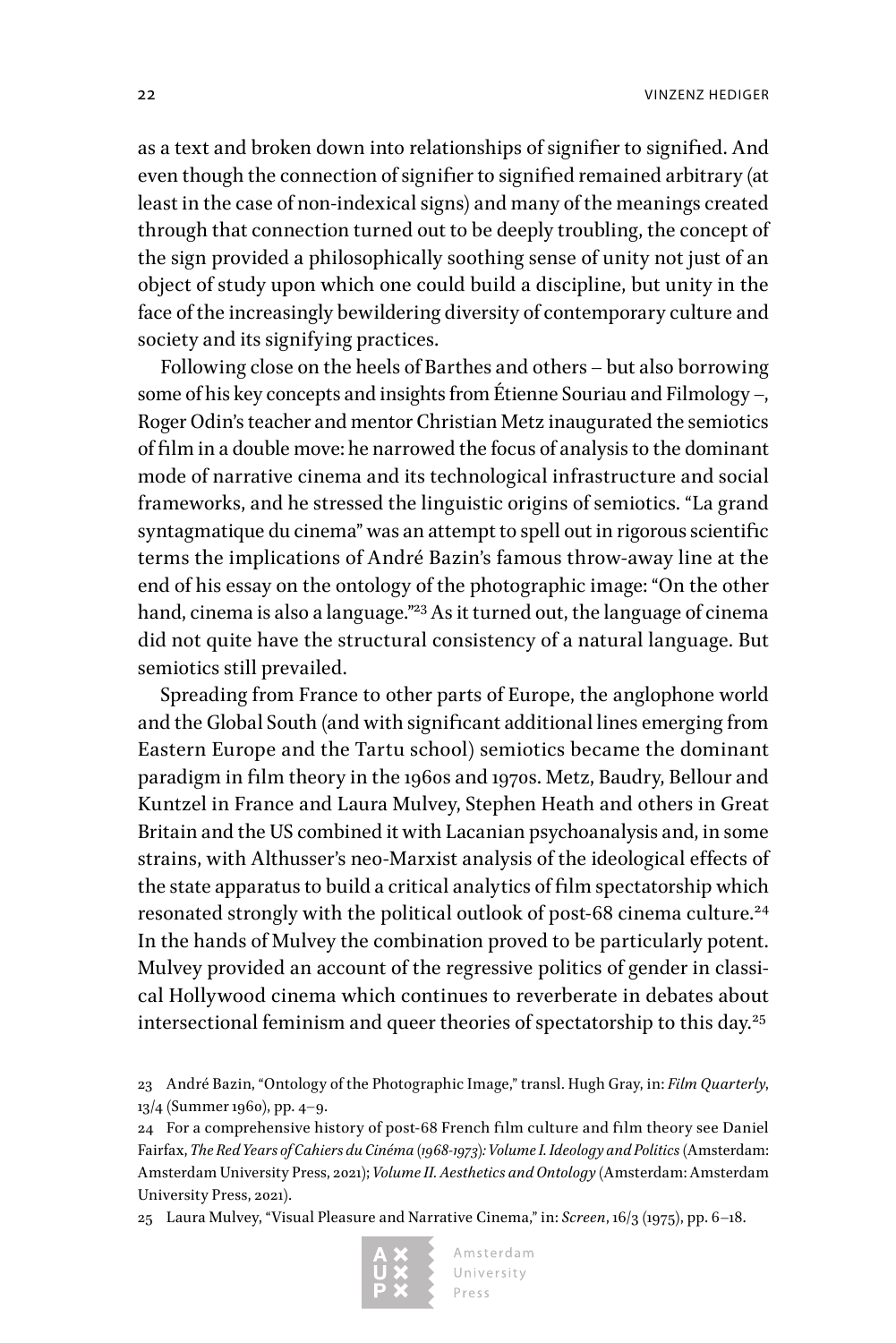as a text and broken down into relationships of signifier to signified. And even though the connection of signifier to signified remained arbitrary (at least in the case of non-indexical signs) and many of the meanings created through that connection turned out to be deeply troubling, the concept of the sign provided a philosophically soothing sense of unity not just of an object of study upon which one could build a discipline, but unity in the face of the increasingly bewildering diversity of contemporary culture and society and its signifying practices.

Following close on the heels of Barthes and others – but also borrowing some of his key concepts and insights from Étienne Souriau and Filmology –, Roger Odin's teacher and mentor Christian Metz inaugurated the semiotics of film in a double move: he narrowed the focus of analysis to the dominant mode of narrative cinema and its technological infrastructure and social frameworks, and he stressed the linguistic origins of semiotics. "La grand syntagmatique du cinema" was an attempt to spell out in rigorous scientific terms the implications of André Bazin's famous throw-away line at the end of his essay on the ontology of the photographic image: "On the other hand, cinema is also a language."[23] As it turned out, the language of cinema did not quite have the structural consistency of a natural language. But semiotics still prevailed.

Spreading from France to other parts of Europe, the anglophone world and the Global South (and with significant additional lines emerging from Eastern Europe and the Tartu school) semiotics became the dominant paradigm in film theory in the 1960s and 1970s. Metz, Baudry, Bellour and Kuntzel in France and Laura Mulvey, Stephen Heath and others in Great Britain and the US combined it with Lacanian psychoanalysis and, in some strains, with Althusser's neo-Marxist analysis of the ideological effects of the state apparatus to build a critical analytics of film spectatorship which resonated strongly with the political outlook of post-68 cinema culture.[24] In the hands of Mulvey the combination proved to be particularly potent. Mulvey provided an account of the regressive politics of gender in classical Hollywood cinema which continues to reverberate in debates about intersectional feminism and queer theories of spectatorship to this day.[25]

23 André Bazin, "Ontology of the Photographic Image," transl. Hugh Gray, in: *Film Quarterly*, 13/4 (Summer 1960), pp. 4–9.

24 For a comprehensive history of post-68 French film culture and film theory see Daniel Fairfax, *The Red Years of Cahiers du Cinéma (1968-1973): Volume I. Ideology and Politics* (Amsterdam: Amsterdam University Press, 2021); *Volume II. Aesthetics and Ontology* (Amsterdam: Amsterdam University Press, 2021).

25 Laura Mulvey, "Visual Pleasure and Narrative Cinema," in: *Screen*, 16/3 (1975), pp. 6–18.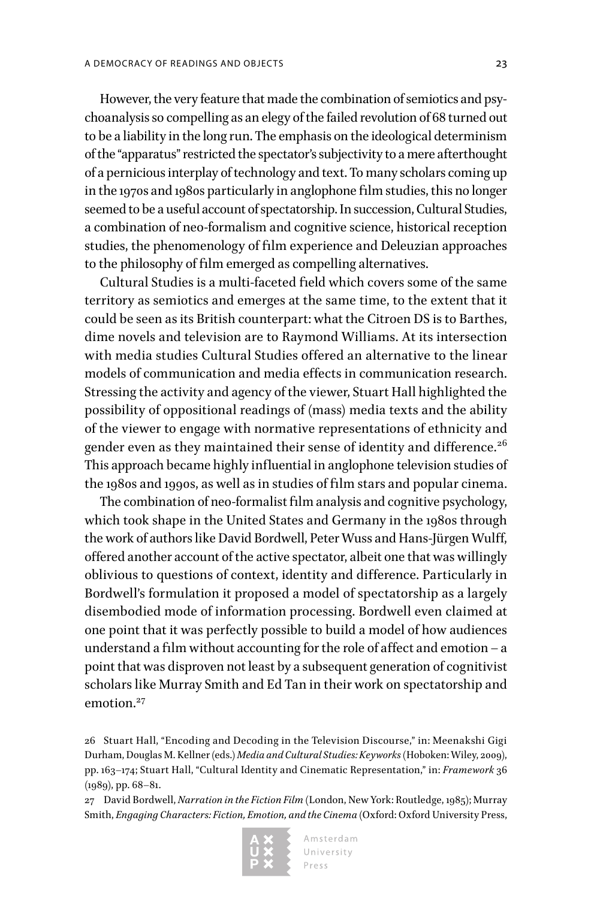However, the very feature that made the combination of semiotics and psychoanalysis so compelling as an elegy of the failed revolution of 68 turned out to be a liability in the long run. The emphasis on the ideological determinism of the "apparatus" restricted the spectator's subjectivity to a mere afterthought of a pernicious interplay of technology and text. To many scholars coming up in the 1970s and 1980s particularly in anglophone film studies, this no longer seemed to be a useful account of spectatorship. In succession, Cultural Studies, a combination of neo-formalism and cognitive science, historical reception studies, the phenomenology of film experience and Deleuzian approaches to the philosophy of film emerged as compelling alternatives.

Cultural Studies is a multi-faceted field which covers some of the same territory as semiotics and emerges at the same time, to the extent that it could be seen as its British counterpart: what the Citroen DS is to Barthes, dime novels and television are to Raymond Williams. At its intersection with media studies Cultural Studies offered an alternative to the linear models of communication and media effects in communication research. Stressing the activity and agency of the viewer, Stuart Hall highlighted the possibility of oppositional readings of (mass) media texts and the ability of the viewer to engage with normative representations of ethnicity and gender even as they maintained their sense of identity and difference.[26] This approach became highly influential in anglophone television studies of the 1980s and 1990s, as well as in studies of film stars and popular cinema.

The combination of neo-formalist film analysis and cognitive psychology, which took shape in the United States and Germany in the 1980s through the work of authors like David Bordwell, Peter Wuss and Hans-Jürgen Wulff, offered another account of the active spectator, albeit one that was willingly oblivious to questions of context, identity and difference. Particularly in Bordwell's formulation it proposed a model of spectatorship as a largely disembodied mode of information processing. Bordwell even claimed at one point that it was perfectly possible to build a model of how audiences understand a film without accounting for the role of affect and emotion – a point that was disproven not least by a subsequent generation of cognitivist scholars like Murray Smith and Ed Tan in their work on spectatorship and emotion.[27]

26 Stuart Hall, "Encoding and Decoding in the Television Discourse," in: Meenakshi Gigi Durham, Douglas M. Kellner (eds.) *Media and Cultural Studies: Keyworks* (Hoboken: Wiley, 2009), pp. 163–174; Stuart Hall, "Cultural Identity and Cinematic Representation," in: *Framework* 36 (1989), pp. 68–81.

27 David Bordwell, *Narration in the Fiction Film* (London, New York: Routledge, 1985); Murray Smith, *Engaging Characters: Fiction, Emotion, and the Cinema* (Oxford: Oxford University Press,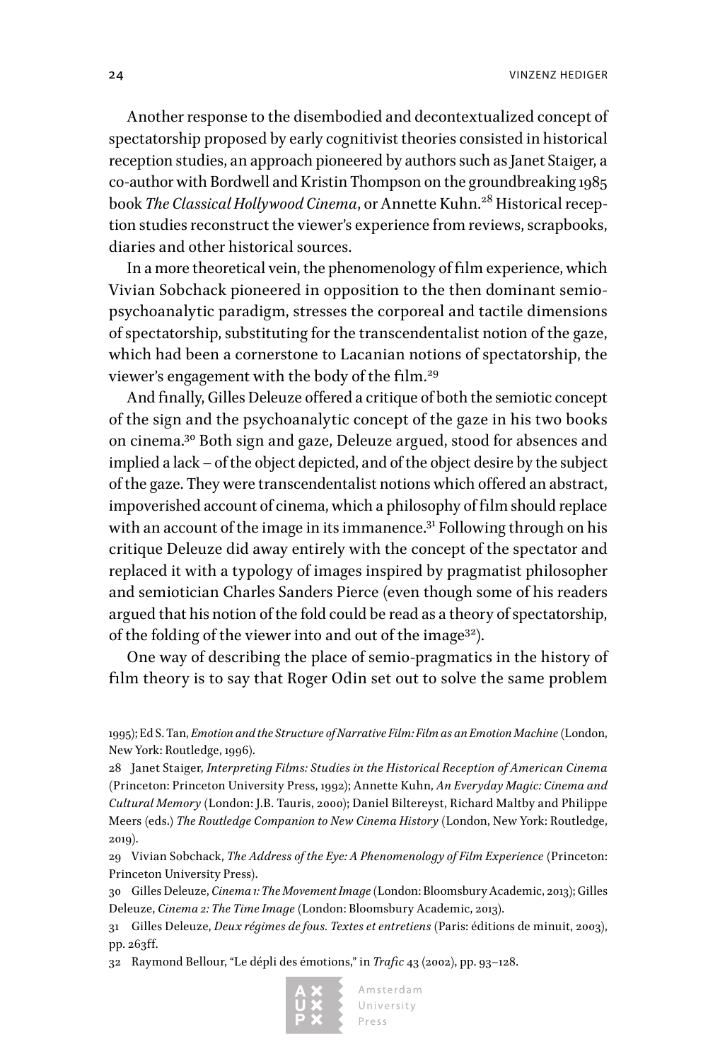Another response to the disembodied and decontextualized concept of spectatorship proposed by early cognitivist theories consisted in historical reception studies, an approach pioneered by authors such as Janet Staiger, a co-author with Bordwell and Kristin Thompson on the groundbreaking 1985 book *The Classical Hollywood Cinema*, or Annette Kuhn.[28] Historical reception studies reconstruct the viewer's experience from reviews, scrapbooks, diaries and other historical sources.

In a more theoretical vein, the phenomenology of film experience, which Vivian Sobchack pioneered in opposition to the then dominant semio-psychoanalytic paradigm, stresses the corporeal and tactile dimensions of spectatorship, substituting for the transcendentalist notion of the gaze, which had been a cornerstone to Lacanian notions of spectatorship, the viewer's engagement with the body of the film.[29]

And finally, Gilles Deleuze offered a critique of both the semiotic concept of the sign and the psychoanalytic concept of the gaze in his two books on cinema.[30] Both sign and gaze, Deleuze argued, stood for absences and implied a lack – of the object depicted, and of the object desire by the subject of the gaze. They were transcendentalist notions which offered an abstract, impoverished account of cinema, which a philosophy of film should replace with an account of the image in its immanence.[31] Following through on his critique Deleuze did away entirely with the concept of the spectator and replaced it with a typology of images inspired by pragmatist philosopher and semiotician Charles Sanders Pierce (even though some of his readers argued that his notion of the fold could be read as a theory of spectatorship, of the folding of the viewer into and out of the image[32]).

One way of describing the place of semio-pragmatics in the history of film theory is to say that Roger Odin set out to solve the same problem

1995); Ed S. Tan, *Emotion and the Structure of Narrative Film: Film as an Emotion Machine* (London, New York: Routledge, 1996).

28 Janet Staiger, *Interpreting Films: Studies in the Historical Reception of American Cinema* (Princeton: Princeton University Press, 1992); Annette Kuhn, *An Everyday Magic: Cinema and Cultural Memory* (London: J.B. Tauris, 2000); Daniel Biltereyst, Richard Maltby and Philippe Meers (eds.) *The Routledge Companion to New Cinema History* (London, New York: Routledge, 2019).

29 Vivian Sobchack, *The Address of the Eye: A Phenomenology of Film Experience* (Princeton: Princeton University Press).

30 Gilles Deleuze, *Cinema 1: The Movement Image* (London: Bloomsbury Academic, 2013); Gilles Deleuze, *Cinema 2: The Time Image* (London: Bloomsbury Academic, 2013).

31 Gilles Deleuze, *Deux régimes de fous. Textes et entretiens* (Paris: éditions de minuit, 2003), pp. 263ff.

32 Raymond Bellour, "Le dépli des émotions," in *Trafic* 43 (2002), pp. 93–128.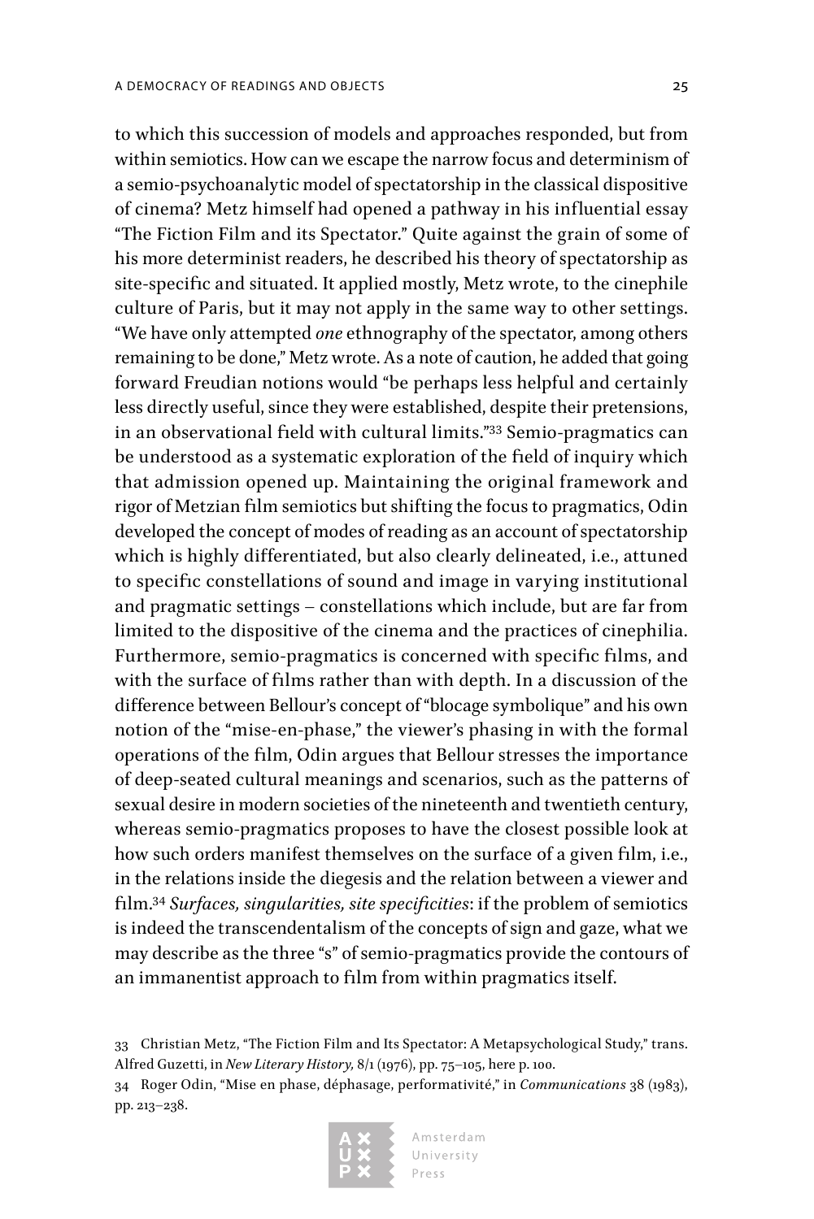to which this succession of models and approaches responded, but from within semiotics. How can we escape the narrow focus and determinism of a semio-psychoanalytic model of spectatorship in the classical dispositive of cinema? Metz himself had opened a pathway in his influential essay "The Fiction Film and its Spectator." Quite against the grain of some of his more determinist readers, he described his theory of spectatorship as site-specific and situated. It applied mostly, Metz wrote, to the cinephile culture of Paris, but it may not apply in the same way to other settings. "We have only attempted *one* ethnography of the spectator, among others remaining to be done," Metz wrote. As a note of caution, he added that going forward Freudian notions would "be perhaps less helpful and certainly less directly useful, since they were established, despite their pretensions, in an observational field with cultural limits."[33] Semio-pragmatics can be understood as a systematic exploration of the field of inquiry which that admission opened up. Maintaining the original framework and rigor of Metzian film semiotics but shifting the focus to pragmatics, Odin developed the concept of modes of reading as an account of spectatorship which is highly differentiated, but also clearly delineated, i.e., attuned to specific constellations of sound and image in varying institutional and pragmatic settings – constellations which include, but are far from limited to the dispositive of the cinema and the practices of cinephilia. Furthermore, semio-pragmatics is concerned with specific films, and with the surface of films rather than with depth. In a discussion of the difference between Bellour's concept of "blocage symbolique" and his own notion of the "mise-en-phase," the viewer's phasing in with the formal operations of the film, Odin argues that Bellour stresses the importance of deep-seated cultural meanings and scenarios, such as the patterns of sexual desire in modern societies of the nineteenth and twentieth century, whereas semio-pragmatics proposes to have the closest possible look at how such orders manifest themselves on the surface of a given film, i.e., in the relations inside the diegesis and the relation between a viewer and film.[34] *Surfaces, singularities, site specificities*: if the problem of semiotics is indeed the transcendentalism of the concepts of sign and gaze, what we may describe as the three "s" of semio-pragmatics provide the contours of an immanentist approach to film from within pragmatics itself.

33 Christian Metz, "The Fiction Film and Its Spectator: A Metapsychological Study," trans. Alfred Guzetti, in *New Literary History,* 8/1 (1976), pp. 75–105, here p. 100.

34 Roger Odin, "Mise en phase, déphasage, performativité," in *Communications* 38 (1983), pp. 213–238.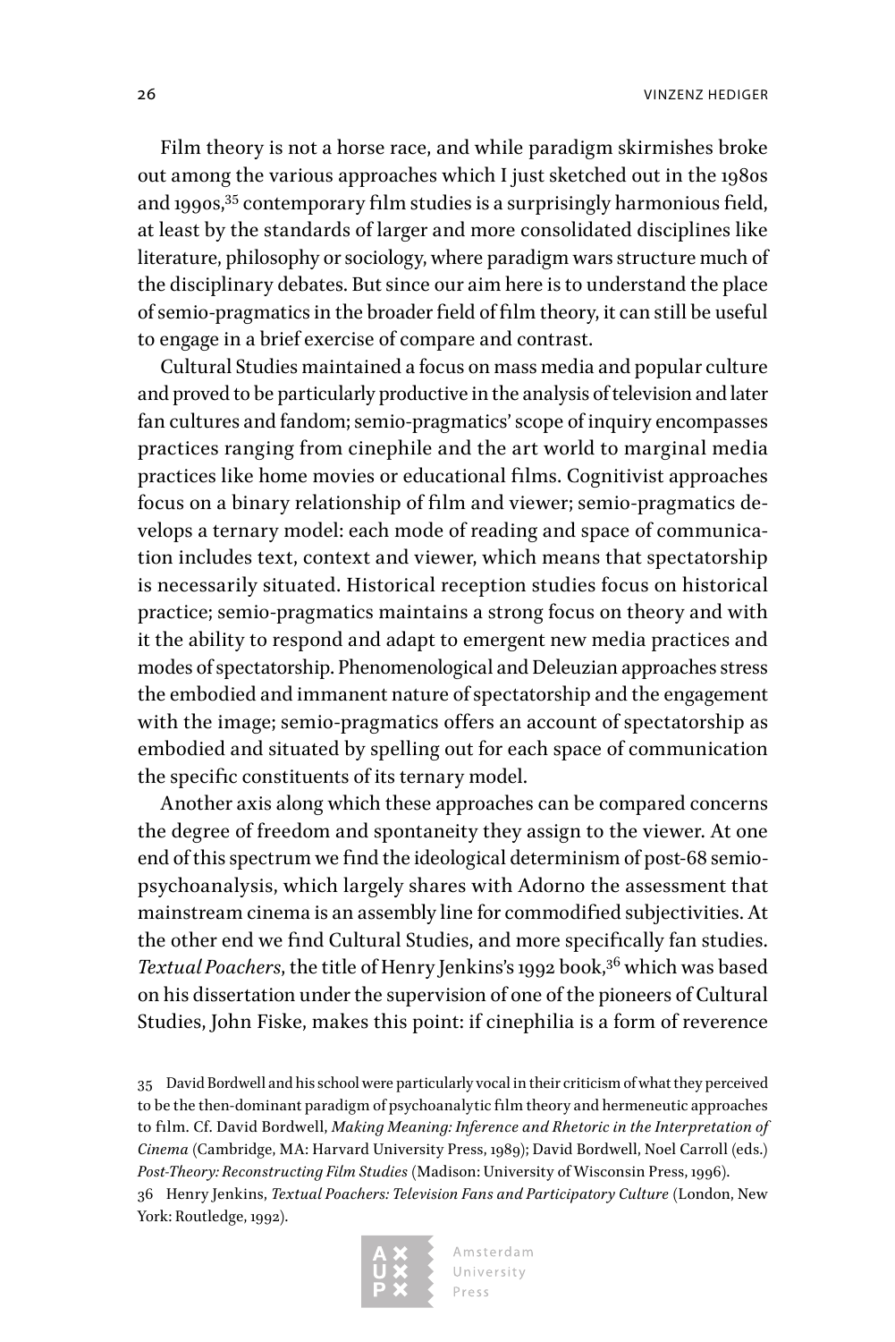Film theory is not a horse race, and while paradigm skirmishes broke out among the various approaches which I just sketched out in the 1980s and 1990s,[35] contemporary film studies is a surprisingly harmonious field, at least by the standards of larger and more consolidated disciplines like literature, philosophy or sociology, where paradigm wars structure much of the disciplinary debates. But since our aim here is to understand the place of semio-pragmatics in the broader field of film theory, it can still be useful to engage in a brief exercise of compare and contrast.

Cultural Studies maintained a focus on mass media and popular culture and proved to be particularly productive in the analysis of television and later fan cultures and fandom; semio-pragmatics' scope of inquiry encompasses practices ranging from cinephile and the art world to marginal media practices like home movies or educational films. Cognitivist approaches focus on a binary relationship of film and viewer; semio-pragmatics develops a ternary model: each mode of reading and space of communication includes text, context and viewer, which means that spectatorship is necessarily situated. Historical reception studies focus on historical practice; semio-pragmatics maintains a strong focus on theory and with it the ability to respond and adapt to emergent new media practices and modes of spectatorship. Phenomenological and Deleuzian approaches stress the embodied and immanent nature of spectatorship and the engagement with the image; semio-pragmatics offers an account of spectatorship as embodied and situated by spelling out for each space of communication the specific constituents of its ternary model.

Another axis along which these approaches can be compared concerns the degree of freedom and spontaneity they assign to the viewer. At one end of this spectrum we find the ideological determinism of post-68 semio-psychoanalysis, which largely shares with Adorno the assessment that mainstream cinema is an assembly line for commodified subjectivities. At the other end we find Cultural Studies, and more specifically fan studies. *Textual Poachers*, the title of Henry Jenkins's 1992 book,[36] which was based on his dissertation under the supervision of one of the pioneers of Cultural Studies, John Fiske, makes this point: if cinephilia is a form of reverence

35 David Bordwell and his school were particularly vocal in their criticism of what they perceived to be the then-dominant paradigm of psychoanalytic film theory and hermeneutic approaches to film. Cf. David Bordwell, *Making Meaning: Inference and Rhetoric in the Interpretation of Cinema* (Cambridge, MA: Harvard University Press, 1989); David Bordwell, Noel Carroll (eds.) *Post-Theory: Reconstructing Film Studies* (Madison: University of Wisconsin Press, 1996).

36 Henry Jenkins, *Textual Poachers: Television Fans and Participatory Culture* (London, New York: Routledge, 1992).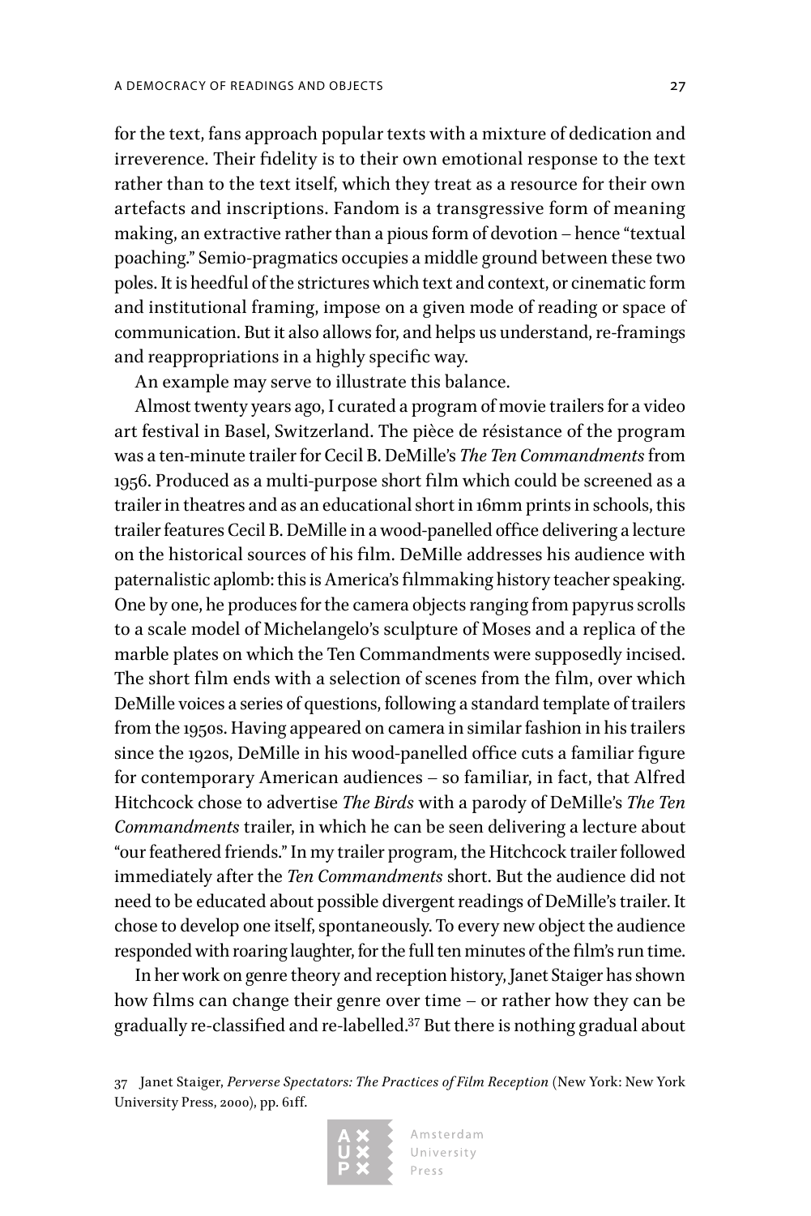for the text, fans approach popular texts with a mixture of dedication and irreverence. Their fidelity is to their own emotional response to the text rather than to the text itself, which they treat as a resource for their own artefacts and inscriptions. Fandom is a transgressive form of meaning making, an extractive rather than a pious form of devotion – hence "textual poaching." Semio-pragmatics occupies a middle ground between these two poles. It is heedful of the strictures which text and context, or cinematic form and institutional framing, impose on a given mode of reading or space of communication. But it also allows for, and helps us understand, re-framings and reappropriations in a highly specific way.

An example may serve to illustrate this balance.

Almost twenty years ago, I curated a program of movie trailers for a video art festival in Basel, Switzerland. The pièce de résistance of the program was a ten-minute trailer for Cecil B. DeMille's *The Ten Commandments* from 1956. Produced as a multi-purpose short film which could be screened as a trailer in theatres and as an educational short in 16mm prints in schools, this trailer features Cecil B. DeMille in a wood-panelled office delivering a lecture on the historical sources of his film. DeMille addresses his audience with paternalistic aplomb: this is America's filmmaking history teacher speaking. One by one, he produces for the camera objects ranging from papyrus scrolls to a scale model of Michelangelo's sculpture of Moses and a replica of the marble plates on which the Ten Commandments were supposedly incised. The short film ends with a selection of scenes from the film, over which DeMille voices a series of questions, following a standard template of trailers from the 1950s. Having appeared on camera in similar fashion in his trailers since the 1920s, DeMille in his wood-panelled office cuts a familiar figure for contemporary American audiences – so familiar, in fact, that Alfred Hitchcock chose to advertise *The Birds* with a parody of DeMille's *The Ten Commandments* trailer, in which he can be seen delivering a lecture about "our feathered friends." In my trailer program, the Hitchcock trailer followed immediately after the *Ten Commandments* short. But the audience did not need to be educated about possible divergent readings of DeMille's trailer. It chose to develop one itself, spontaneously. To every new object the audience responded with roaring laughter, for the full ten minutes of the film's run time.

In her work on genre theory and reception history, Janet Staiger has shown how films can change their genre over time – or rather how they can be gradually re-classified and re-labelled.[37] But there is nothing gradual about

37 Janet Staiger, *Perverse Spectators: The Practices of Film Reception* (New York: New York University Press, 2000), pp. 61ff.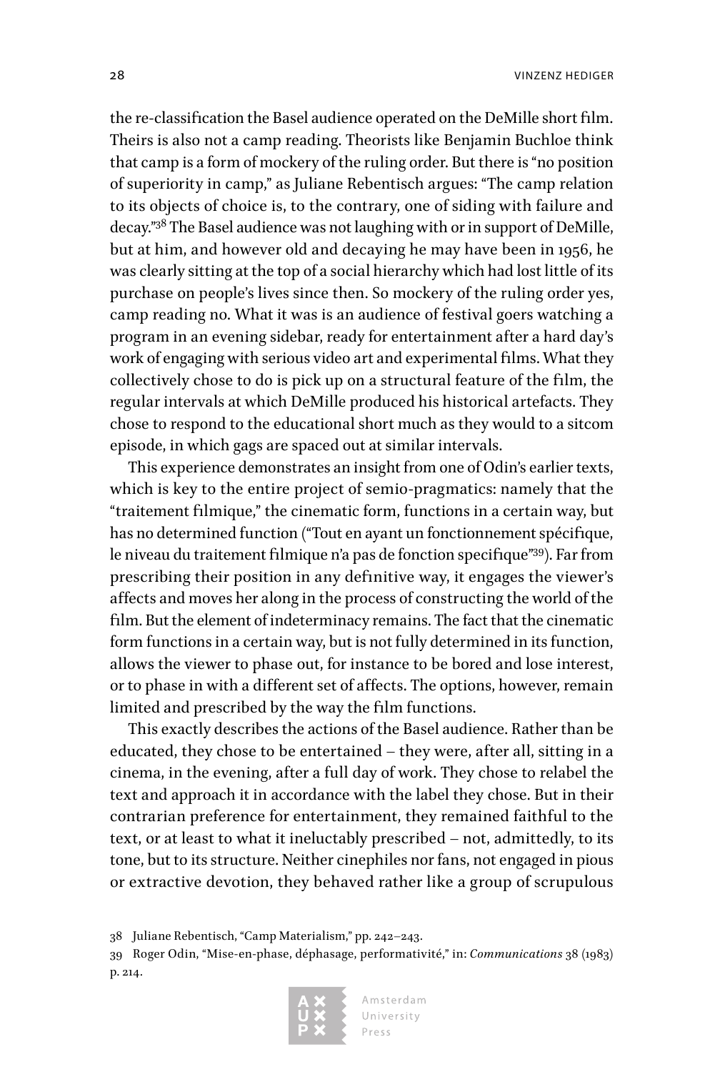the re-classification the Basel audience operated on the DeMille short film. Theirs is also not a camp reading. Theorists like Benjamin Buchloe think that camp is a form of mockery of the ruling order. But there is "no position of superiority in camp," as Juliane Rebentisch argues: "The camp relation to its objects of choice is, to the contrary, one of siding with failure and decay."[38] The Basel audience was not laughing with or in support of DeMille, but at him, and however old and decaying he may have been in 1956, he was clearly sitting at the top of a social hierarchy which had lost little of its purchase on people's lives since then. So mockery of the ruling order yes, camp reading no. What it was is an audience of festival goers watching a program in an evening sidebar, ready for entertainment after a hard day's work of engaging with serious video art and experimental films. What they collectively chose to do is pick up on a structural feature of the film, the regular intervals at which DeMille produced his historical artefacts. They chose to respond to the educational short much as they would to a sitcom episode, in which gags are spaced out at similar intervals.

This experience demonstrates an insight from one of Odin's earlier texts, which is key to the entire project of semio-pragmatics: namely that the "traitement filmique," the cinematic form, functions in a certain way, but has no determined function ("Tout en ayant un fonctionnement spécifique, le niveau du traitement filmique n'a pas de fonction specifique"[39]). Far from prescribing their position in any definitive way, it engages the viewer's affects and moves her along in the process of constructing the world of the film. But the element of indeterminacy remains. The fact that the cinematic form functions in a certain way, but is not fully determined in its function, allows the viewer to phase out, for instance to be bored and lose interest, or to phase in with a different set of affects. The options, however, remain limited and prescribed by the way the film functions.

This exactly describes the actions of the Basel audience. Rather than be educated, they chose to be entertained – they were, after all, sitting in a cinema, in the evening, after a full day of work. They chose to relabel the text and approach it in accordance with the label they chose. But in their contrarian preference for entertainment, they remained faithful to the text, or at least to what it ineluctably prescribed – not, admittedly, to its tone, but to its structure. Neither cinephiles nor fans, not engaged in pious or extractive devotion, they behaved rather like a group of scrupulous

38 Juliane Rebentisch, "Camp Materialism," pp. 242–243.

39 Roger Odin, "Mise-en-phase, déphasage, performativité," in: *Communications* 38 (1983) p. 214.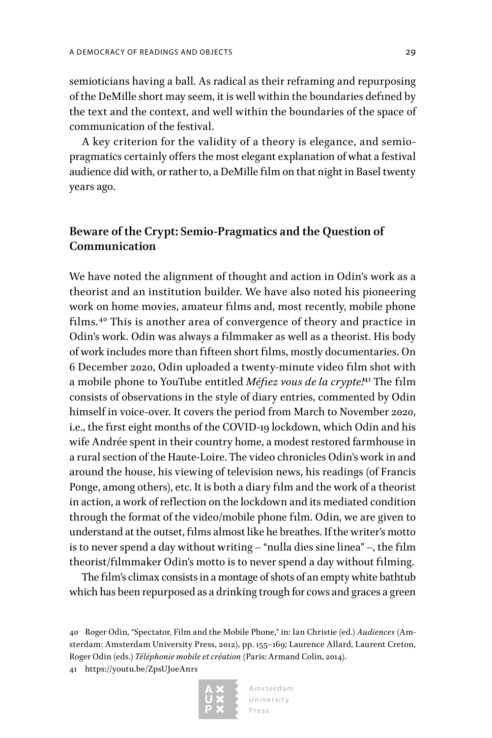semioticians having a ball. As radical as their reframing and repurposing of the DeMille short may seem, it is well within the boundaries defined by the text and the context, and well within the boundaries of the space of communication of the festival.

A key criterion for the validity of a theory is elegance, and semio-pragmatics certainly offers the most elegant explanation of what a festival audience did with, or rather to, a DeMille film on that night in Basel twenty years ago.

## Beware of the Crypt: Semio-Pragmatics and the Question of Communication

We have noted the alignment of thought and action in Odin's work as a theorist and an institution builder. We have also noted his pioneering work on home movies, amateur films and, most recently, mobile phone films.[40] This is another area of convergence of theory and practice in Odin's work. Odin was always a filmmaker as well as a theorist. His body of work includes more than fifteen short films, mostly documentaries. On 6 December 2020, Odin uploaded a twenty-minute video film shot with a mobile phone to YouTube entitled *Méfiez vous de la crypte!*[41] The film consists of observations in the style of diary entries, commented by Odin himself in voice-over. It covers the period from March to November 2020, i.e., the first eight months of the COVID-19 lockdown, which Odin and his wife Andrée spent in their country home, a modest restored farmhouse in a rural section of the Haute-Loire. The video chronicles Odin's work in and around the house, his viewing of television news, his readings (of Francis Ponge, among others), etc. It is both a diary film and the work of a theorist in action, a work of reflection on the lockdown and its mediated condition through the format of the video/mobile phone film. Odin, we are given to understand at the outset, films almost like he breathes. If the writer's motto is to never spend a day without writing – "nulla dies sine linea" –, the film theorist/filmmaker Odin's motto is to never spend a day without filming.

The film's climax consists in a montage of shots of an empty white bathtub which has been repurposed as a drinking trough for cows and graces a green

40 Roger Odin, "Spectator, Film and the Mobile Phone," in: Ian Christie (ed.) *Audiences* (Amsterdam: Amsterdam University Press, 2012), pp. 155–169; Laurence Allard, Laurent Creton, Roger Odin (eds.) *Téléphonie mobile et création* (Paris: Armand Colin, 2014).

41 https://youtu.be/ZpsUJoeAnrs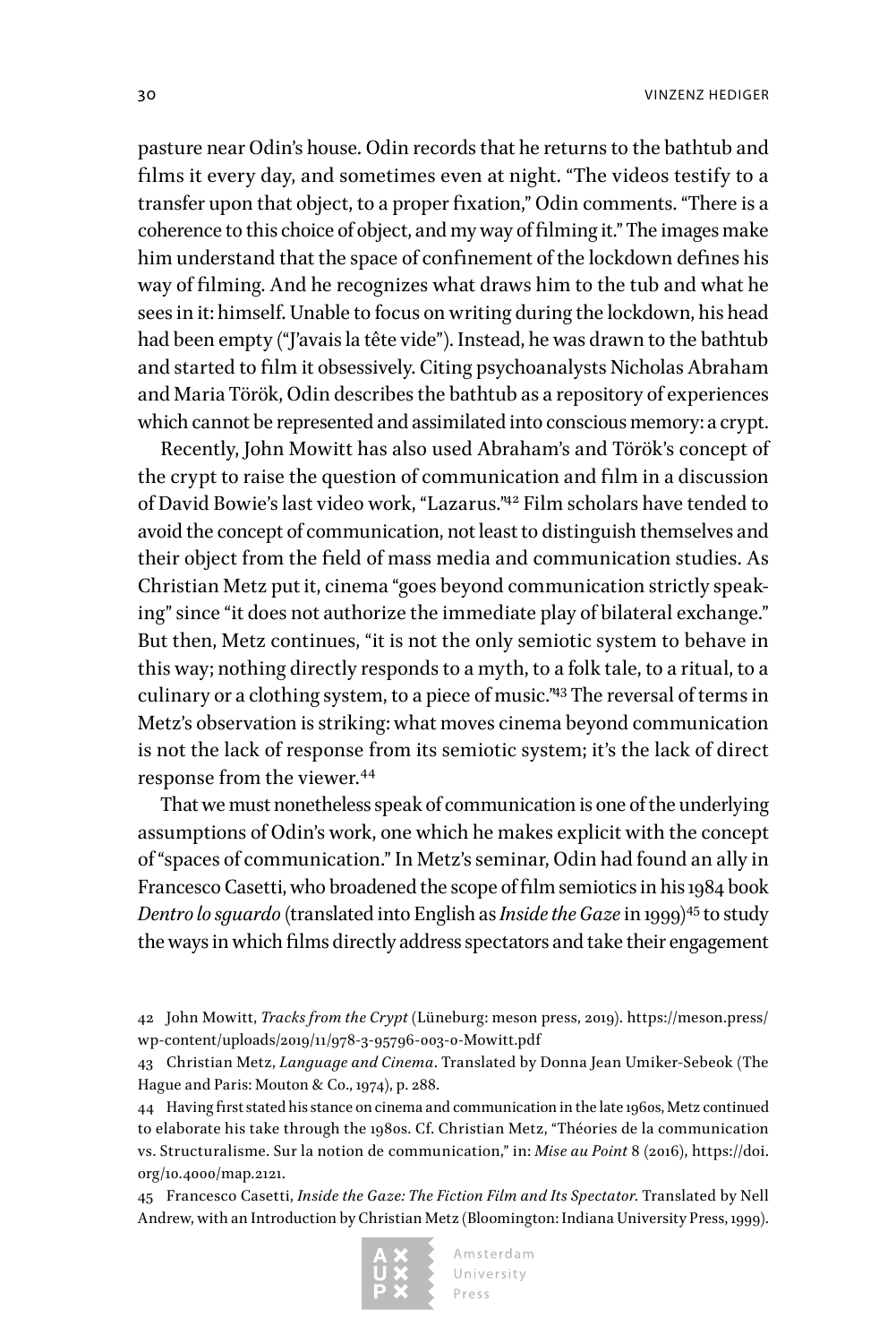pasture near Odin's house. Odin records that he returns to the bathtub and films it every day, and sometimes even at night. "The videos testify to a transfer upon that object, to a proper fixation," Odin comments. "There is a coherence to this choice of object, and my way of filming it." The images make him understand that the space of confinement of the lockdown defines his way of filming. And he recognizes what draws him to the tub and what he sees in it: himself. Unable to focus on writing during the lockdown, his head had been empty ("J'avais la tête vide"). Instead, he was drawn to the bathtub and started to film it obsessively. Citing psychoanalysts Nicholas Abraham and Maria Török, Odin describes the bathtub as a repository of experiences which cannot be represented and assimilated into conscious memory: a crypt.

Recently, John Mowitt has also used Abraham's and Török's concept of the crypt to raise the question of communication and film in a discussion of David Bowie's last video work, "Lazarus."[42] Film scholars have tended to avoid the concept of communication, not least to distinguish themselves and their object from the field of mass media and communication studies. As Christian Metz put it, cinema "goes beyond communication strictly speaking" since "it does not authorize the immediate play of bilateral exchange." But then, Metz continues, "it is not the only semiotic system to behave in this way; nothing directly responds to a myth, to a folk tale, to a ritual, to a culinary or a clothing system, to a piece of music."[43] The reversal of terms in Metz's observation is striking: what moves cinema beyond communication is not the lack of response from its semiotic system; it's the lack of direct response from the viewer.[44]

That we must nonetheless speak of communication is one of the underlying assumptions of Odin's work, one which he makes explicit with the concept of "spaces of communication." In Metz's seminar, Odin had found an ally in Francesco Casetti, who broadened the scope of film semiotics in his 1984 book *Dentro lo sguardo* (translated into English as *Inside the Gaze* in 1999)[45] to study the ways in which films directly address spectators and take their engagement

42 John Mowitt, *Tracks from the Crypt* (Lüneburg: meson press, 2019). https://meson.press/wp-content/uploads/2019/11/978-3-95796-003-0-Mowitt.pdf

43 Christian Metz, *Language and Cinema*. Translated by Donna Jean Umiker-Sebeok (The Hague and Paris: Mouton & Co., 1974), p. 288.

44 Having first stated his stance on cinema and communication in the late 1960s, Metz continued to elaborate his take through the 1980s. Cf. Christian Metz, "Théories de la communication vs. Structuralisme. Sur la notion de communication," in: *Mise au Point* 8 (2016), https://doi.org/10.4000/map.2121.

45 Francesco Casetti, *Inside the Gaze: The Fiction Film and Its Spectator*. Translated by Nell Andrew, with an Introduction by Christian Metz (Bloomington: Indiana University Press, 1999).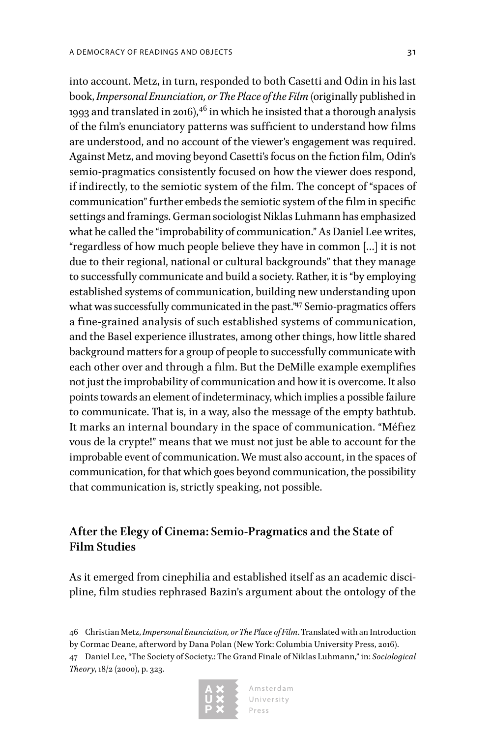into account. Metz, in turn, responded to both Casetti and Odin in his last book, *Impersonal Enunciation, or The Place of the Film* (originally published in 1993 and translated in 2016),[46] in which he insisted that a thorough analysis of the film's enunciatory patterns was sufficient to understand how films are understood, and no account of the viewer's engagement was required. Against Metz, and moving beyond Casetti's focus on the fiction film, Odin's semio-pragmatics consistently focused on how the viewer does respond, if indirectly, to the semiotic system of the film. The concept of "spaces of communication" further embeds the semiotic system of the film in specific settings and framings. German sociologist Niklas Luhmann has emphasized what he called the "improbability of communication." As Daniel Lee writes, "regardless of how much people believe they have in common […] it is not due to their regional, national or cultural backgrounds" that they manage to successfully communicate and build a society. Rather, it is "by employing established systems of communication, building new understanding upon what was successfully communicated in the past."[47] Semio-pragmatics offers a fine-grained analysis of such established systems of communication, and the Basel experience illustrates, among other things, how little shared background matters for a group of people to successfully communicate with each other over and through a film. But the DeMille example exemplifies not just the improbability of communication and how it is overcome. It also points towards an element of indeterminacy, which implies a possible failure to communicate. That is, in a way, also the message of the empty bathtub. It marks an internal boundary in the space of communication. "Méfiez vous de la crypte!" means that we must not just be able to account for the improbable event of communication. We must also account, in the spaces of communication, for that which goes beyond communication, the possibility that communication is, strictly speaking, not possible.

## After the Elegy of Cinema: Semio-Pragmatics and the State of Film Studies

As it emerged from cinephilia and established itself as an academic discipline, film studies rephrased Bazin's argument about the ontology of the

46 Christian Metz, *Impersonal Enunciation, or The Place of Film*. Translated with an Introduction by Cormac Deane, afterword by Dana Polan (New York: Columbia University Press, 2016).

47 Daniel Lee, "The Society of Society.: The Grand Finale of Niklas Luhmann," in: *Sociological Theory*, 18/2 (2000), p. 323.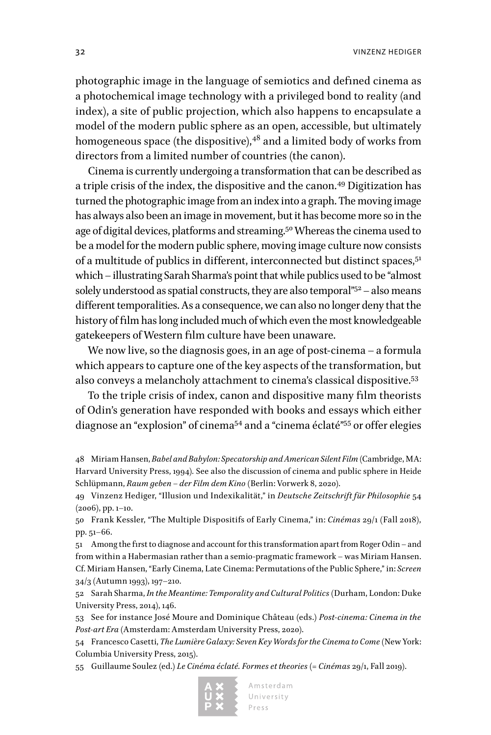photographic image in the language of semiotics and defined cinema as a photochemical image technology with a privileged bond to reality (and index), a site of public projection, which also happens to encapsulate a model of the modern public sphere as an open, accessible, but ultimately homogeneous space (the dispositive),[48] and a limited body of works from directors from a limited number of countries (the canon).

Cinema is currently undergoing a transformation that can be described as a triple crisis of the index, the dispositive and the canon.[49] Digitization has turned the photographic image from an index into a graph. The moving image has always also been an image in movement, but it has become more so in the age of digital devices, platforms and streaming.[50] Whereas the cinema used to be a model for the modern public sphere, moving image culture now consists of a multitude of publics in different, interconnected but distinct spaces,[51] which – illustrating Sarah Sharma's point that while publics used to be "almost solely understood as spatial constructs, they are also temporal"[52] – also means different temporalities. As a consequence, we can also no longer deny that the history of film has long included much of which even the most knowledgeable gatekeepers of Western film culture have been unaware.

We now live, so the diagnosis goes, in an age of post-cinema – a formula which appears to capture one of the key aspects of the transformation, but also conveys a melancholy attachment to cinema's classical dispositive.[53]

To the triple crisis of index, canon and dispositive many film theorists of Odin's generation have responded with books and essays which either diagnose an "explosion" of cinema[54] and a "cinema éclaté"[55] or offer elegies

48 Miriam Hansen, *Babel and Babylon: Specatorship and American Silent Film* (Cambridge, MA: Harvard University Press, 1994). See also the discussion of cinema and public sphere in Heide Schlüpmann, *Raum geben – der Film dem Kino* (Berlin: Vorwerk 8, 2020).

49 Vinzenz Hediger, "Illusion und Indexikalität," in *Deutsche Zeitschrift für Philosophie* 54 (2006), pp. 1–10.

50 Frank Kessler, "The Multiple Dispositifs of Early Cinema," in: *Cinémas* 29/1 (Fall 2018), pp. 51–66.

51 Among the first to diagnose and account for this transformation apart from Roger Odin – and from within a Habermasian rather than a semio-pragmatic framework – was Miriam Hansen. Cf. Miriam Hansen, "Early Cinema, Late Cinema: Permutations of the Public Sphere," in: *Screen* 34/3 (Autumn 1993), 197–210.

52 Sarah Sharma, *In the Meantime: Temporality and Cultural Politics* (Durham, London: Duke University Press, 2014), 146.

53 See for instance José Moure and Dominique Château (eds.) *Post-cinema: Cinema in the Post-art Era* (Amsterdam: Amsterdam University Press, 2020).

54 Francesco Casetti, *The Lumière Galaxy: Seven Key Words for the Cinema to Come* (New York: Columbia University Press, 2015).

55 Guillaume Soulez (ed.) *Le Cinéma éclaté. Formes et theories* (= *Cinémas* 29/1, Fall 2019).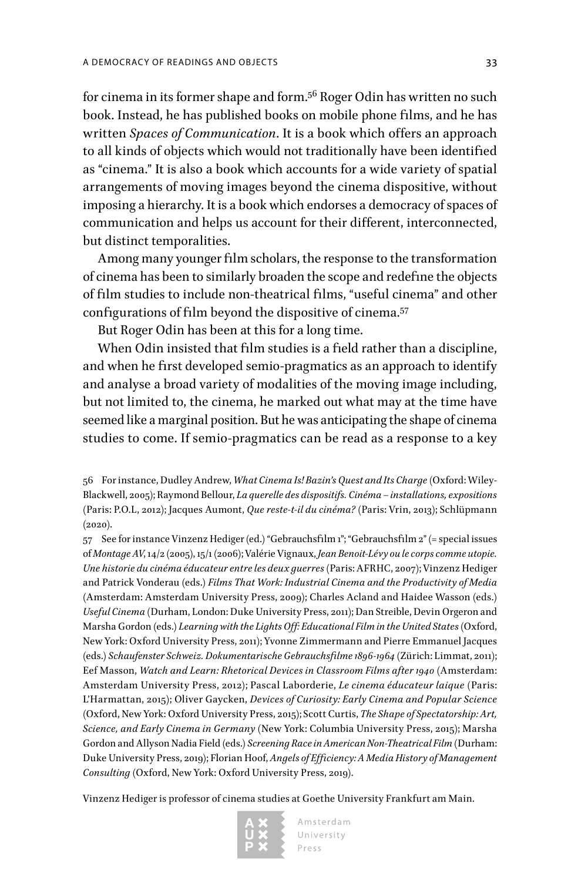for cinema in its former shape and form.[56] Roger Odin has written no such book. Instead, he has published books on mobile phone films, and he has written *Spaces of Communication*. It is a book which offers an approach to all kinds of objects which would not traditionally have been identified as "cinema." It is also a book which accounts for a wide variety of spatial arrangements of moving images beyond the cinema dispositive, without imposing a hierarchy. It is a book which endorses a democracy of spaces of communication and helps us account for their different, interconnected, but distinct temporalities.

Among many younger film scholars, the response to the transformation of cinema has been to similarly broaden the scope and redefine the objects of film studies to include non-theatrical films, "useful cinema" and other configurations of film beyond the dispositive of cinema.[57]

But Roger Odin has been at this for a long time.

When Odin insisted that film studies is a field rather than a discipline, and when he first developed semio-pragmatics as an approach to identify and analyse a broad variety of modalities of the moving image including, but not limited to, the cinema, he marked out what may at the time have seemed like a marginal position. But he was anticipating the shape of cinema studies to come. If semio-pragmatics can be read as a response to a key

56 For instance, Dudley Andrew, *What Cinema Is! Bazin's Quest and Its Charge* (Oxford: Wiley-Blackwell, 2005); Raymond Bellour, *La querelle des dispositifs. Cinéma – installations, expositions* (Paris: P.O.L, 2012); Jacques Aumont, *Que reste-t-il du cinéma?* (Paris: Vrin, 2013); Schlüpmann (2020).

57 See for instance Vinzenz Hediger (ed.) "Gebrauchsfilm 1"; "Gebrauchsfilm 2" (= special issues of *Montage AV*, 14/2 (2005), 15/1 (2006); Valérie Vignaux, *Jean Benoit-Lévy ou le corps comme utopie. Une historie du cinéma éducateur entre les deux guerres* (Paris: AFRHC, 2007); Vinzenz Hediger and Patrick Vonderau (eds.) *Films That Work: Industrial Cinema and the Productivity of Media* (Amsterdam: Amsterdam University Press, 2009); Charles Acland and Haidee Wasson (eds.) *Useful Cinema* (Durham, London: Duke University Press, 2011); Dan Streible, Devin Orgeron and Marsha Gordon (eds.) *Learning with the Lights Off: Educational Film in the United States* (Oxford, New York: Oxford University Press, 2011); Yvonne Zimmermann and Pierre Emmanuel Jacques (eds.) *Schaufenster Schweiz. Dokumentarische Gebrauchsfilme 1896-1964* (Zürich: Limmat, 2011); Eef Masson, *Watch and Learn: Rhetorical Devices in Classroom Films after 1940* (Amsterdam: Amsterdam University Press, 2012); Pascal Laborderie, *Le cinema éducateur laique* (Paris: L'Harmattan, 2015); Oliver Gaycken, *Devices of Curiosity: Early Cinema and Popular Science* (Oxford, New York: Oxford University Press, 2015); Scott Curtis, *The Shape of Spectatorship: Art, Science, and Early Cinema in Germany* (New York: Columbia University Press, 2015); Marsha Gordon and Allyson Nadia Field (eds.) *Screening Race in American Non-Theatrical Film* (Durham: Duke University Press, 2019); Florian Hoof, *Angels of Efficiency: A Media History of Management Consulting* (Oxford, New York: Oxford University Press, 2019).

Vinzenz Hediger is professor of cinema studies at Goethe University Frankfurt am Main.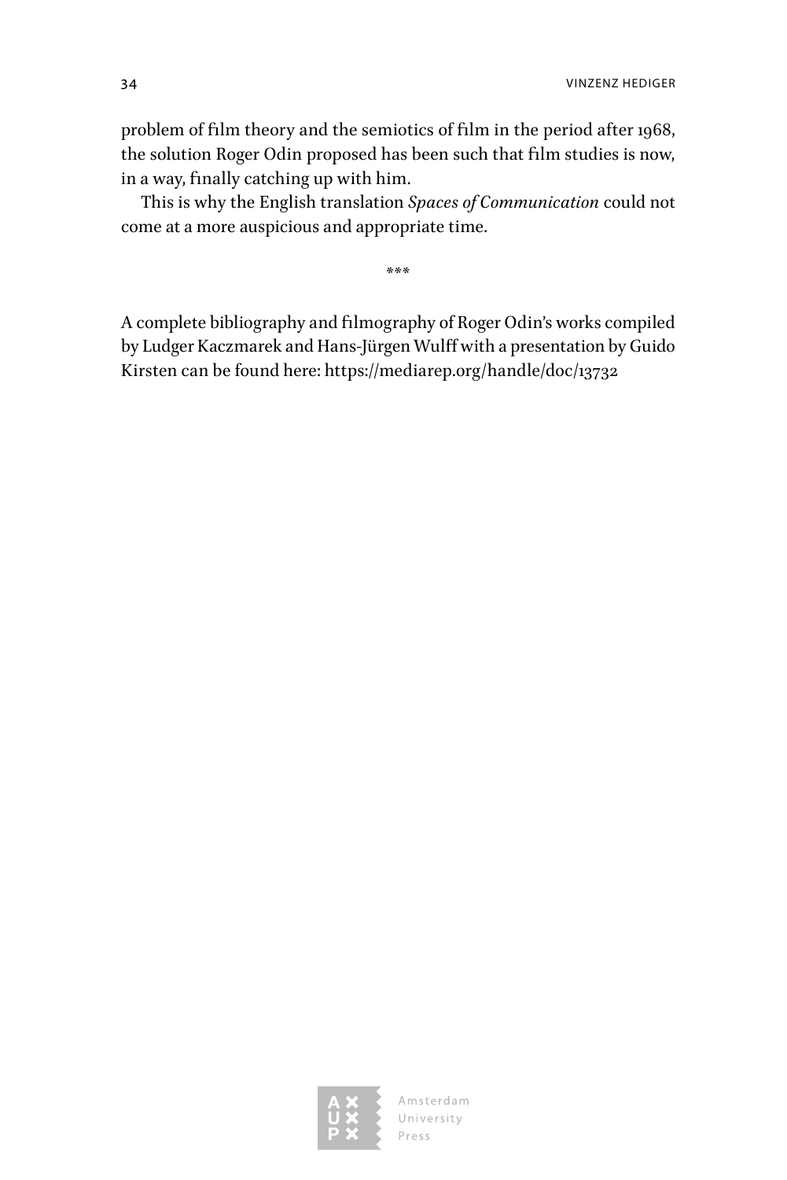problem of film theory and the semiotics of film in the period after 1968, the solution Roger Odin proposed has been such that film studies is now, in a way, finally catching up with him.

This is why the English translation *Spaces of Communication* could not come at a more auspicious and appropriate time.

***

A complete bibliography and filmography of Roger Odin's works compiled by Ludger Kaczmarek and Hans-Jürgen Wulff with a presentation by Guido Kirsten can be found here: https://mediarep.org/handle/doc/13732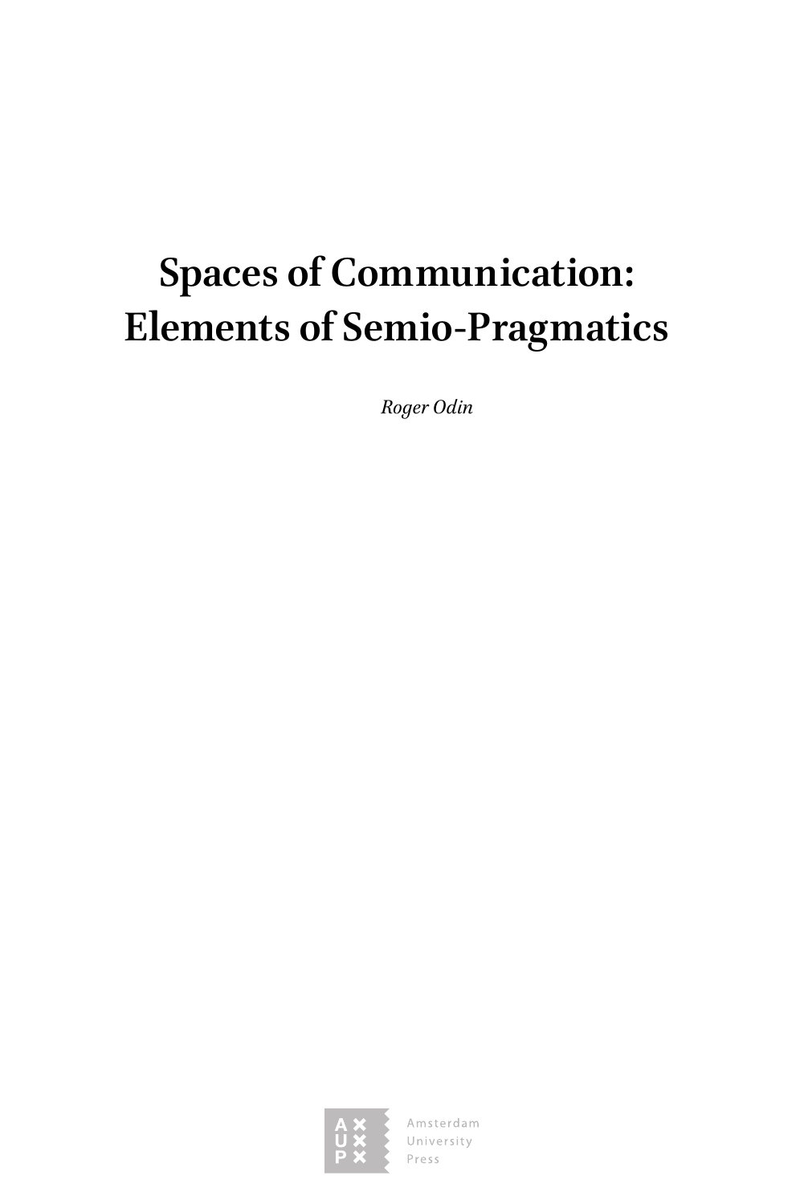# Spaces of Communication: Elements of Semio-Pragmatics

*Roger Odin*

Amsterdam University Press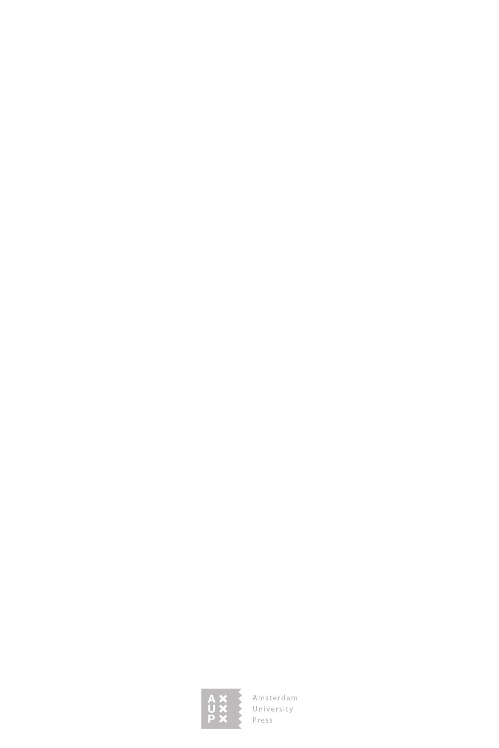Amsterdam University Press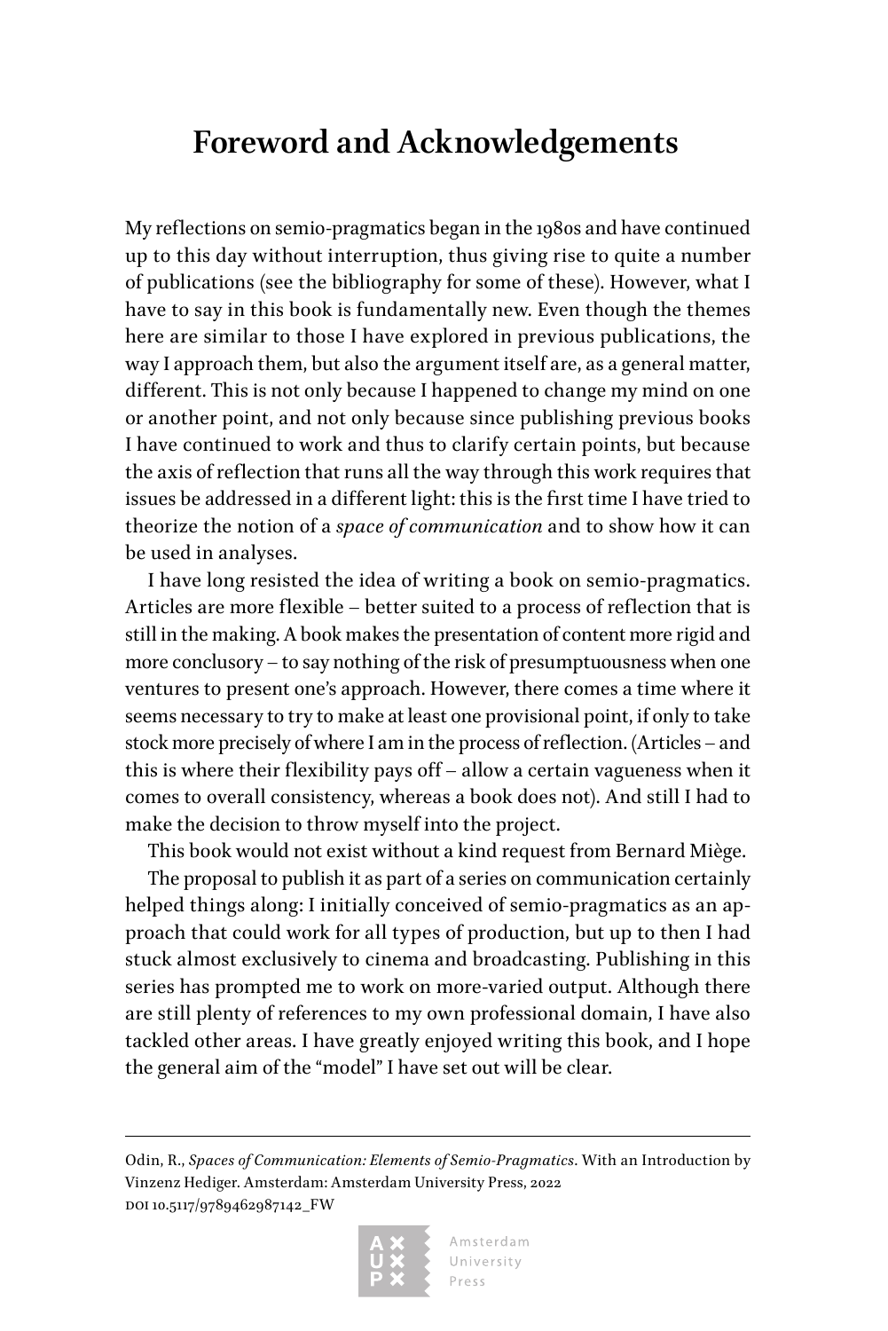# Foreword and Acknowledgements

My reflections on semio-pragmatics began in the 1980s and have continued up to this day without interruption, thus giving rise to quite a number of publications (see the bibliography for some of these). However, what I have to say in this book is fundamentally new. Even though the themes here are similar to those I have explored in previous publications, the way I approach them, but also the argument itself are, as a general matter, different. This is not only because I happened to change my mind on one or another point, and not only because since publishing previous books I have continued to work and thus to clarify certain points, but because the axis of reflection that runs all the way through this work requires that issues be addressed in a different light: this is the first time I have tried to theorize the notion of a *space of communication* and to show how it can be used in analyses.

I have long resisted the idea of writing a book on semio-pragmatics. Articles are more flexible – better suited to a process of reflection that is still in the making. A book makes the presentation of content more rigid and more conclusory – to say nothing of the risk of presumptuousness when one ventures to present one's approach. However, there comes a time where it seems necessary to try to make at least one provisional point, if only to take stock more precisely of where I am in the process of reflection. (Articles – and this is where their flexibility pays off – allow a certain vagueness when it comes to overall consistency, whereas a book does not). And still I had to make the decision to throw myself into the project.

This book would not exist without a kind request from Bernard Miège.

The proposal to publish it as part of a series on communication certainly helped things along: I initially conceived of semio-pragmatics as an approach that could work for all types of production, but up to then I had stuck almost exclusively to cinema and broadcasting. Publishing in this series has prompted me to work on more-varied output. Although there are still plenty of references to my own professional domain, I have also tackled other areas. I have greatly enjoyed writing this book, and I hope the general aim of the "model" I have set out will be clear.

---

Odin, R., *Spaces of Communication: Elements of Semio-Pragmatics*. With an Introduction by Vinzenz Hediger. Amsterdam: Amsterdam University Press, 2022
DOI 10.5117/9789462987142_FW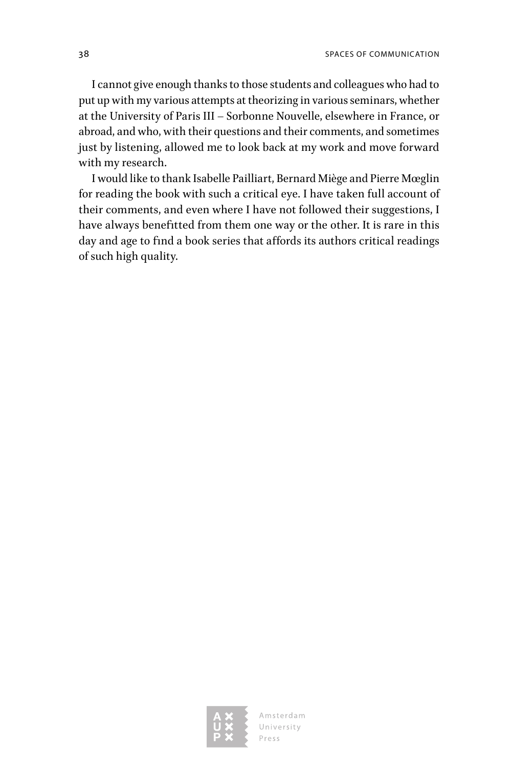I cannot give enough thanks to those students and colleagues who had to put up with my various attempts at theorizing in various seminars, whether at the University of Paris III – Sorbonne Nouvelle, elsewhere in France, or abroad, and who, with their questions and their comments, and sometimes just by listening, allowed me to look back at my work and move forward with my research.

I would like to thank Isabelle Pailliart, Bernard Miège and Pierre Mœglin for reading the book with such a critical eye. I have taken full account of their comments, and even where I have not followed their suggestions, I have always benefitted from them one way or the other. It is rare in this day and age to find a book series that affords its authors critical readings of such high quality.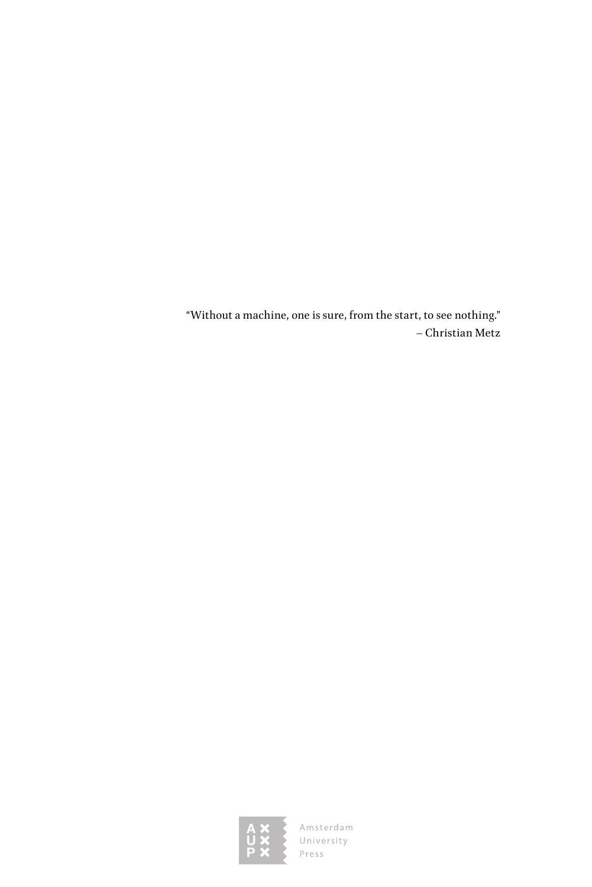"Without a machine, one is sure, from the start, to see nothing."
– Christian Metz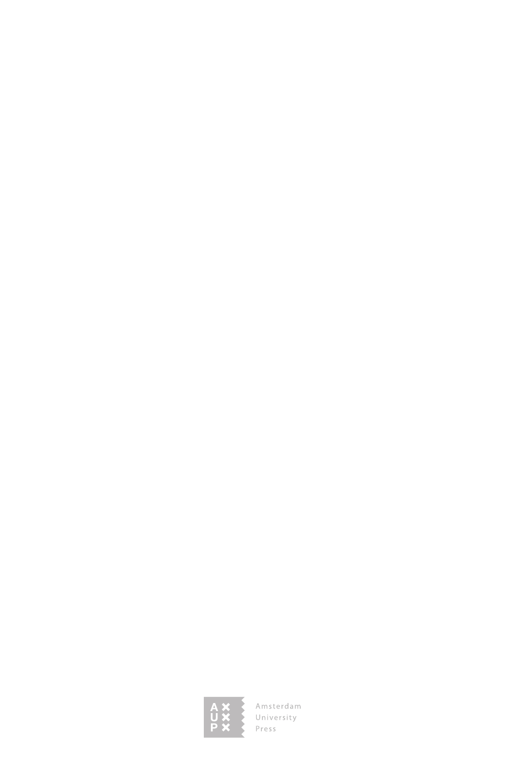Amsterdam
University
Press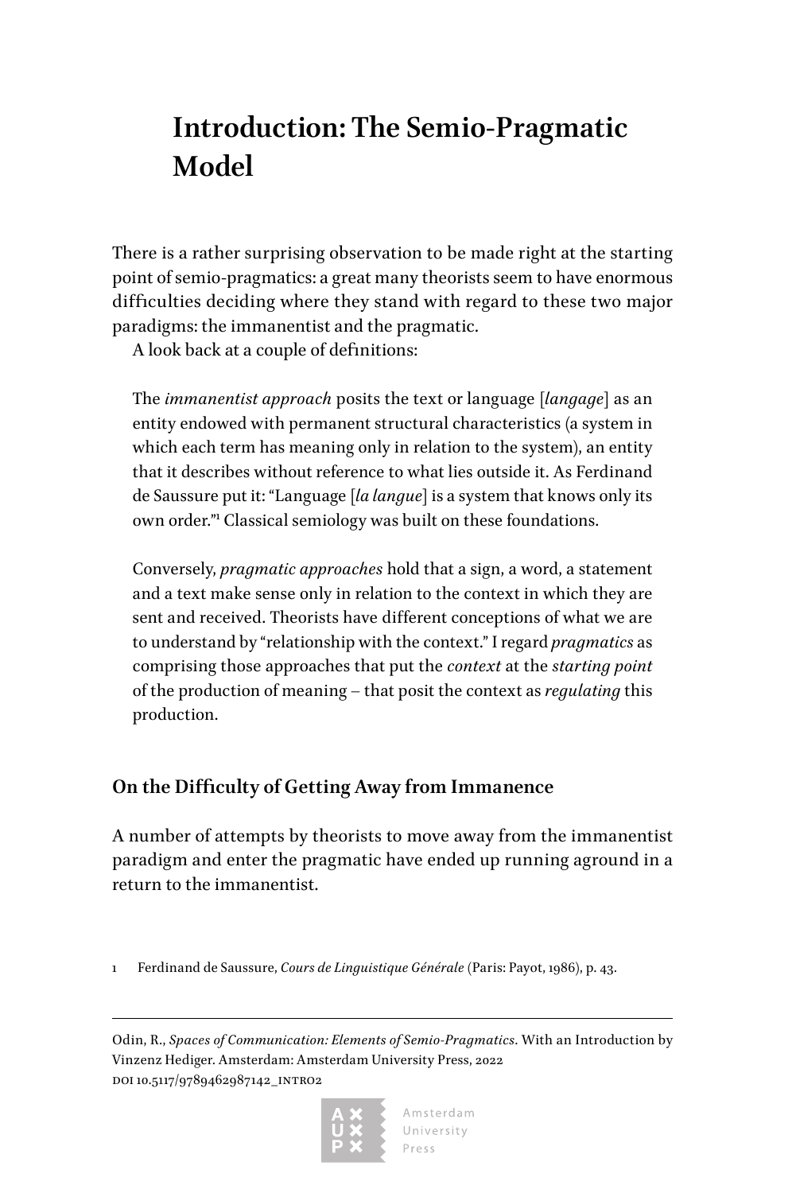# Introduction: The Semio-Pragmatic Model

There is a rather surprising observation to be made right at the starting point of semio-pragmatics: a great many theorists seem to have enormous difficulties deciding where they stand with regard to these two major paradigms: the immanentist and the pragmatic.

A look back at a couple of definitions:

> The *immanentist approach* posits the text or language [*langage*] as an entity endowed with permanent structural characteristics (a system in which each term has meaning only in relation to the system), an entity that it describes without reference to what lies outside it. As Ferdinand de Saussure put it: "Language [*la langue*] is a system that knows only its own order."[1] Classical semiology was built on these foundations.
>
> Conversely, *pragmatic approaches* hold that a sign, a word, a statement and a text make sense only in relation to the context in which they are sent and received. Theorists have different conceptions of what we are to understand by "relationship with the context." I regard *pragmatics* as comprising those approaches that put the *context* at the *starting point* of the production of meaning – that posit the context as *regulating* this production.

## On the Difficulty of Getting Away from Immanence

A number of attempts by theorists to move away from the immanentist paradigm and enter the pragmatic have ended up running aground in a return to the immanentist.

1 Ferdinand de Saussure, *Cours de Linguistique Générale* (Paris: Payot, 1986), p. 43.

Odin, R., *Spaces of Communication: Elements of Semio-Pragmatics*. With an Introduction by Vinzenz Hediger. Amsterdam: Amsterdam University Press, 2022
DOI 10.5117/9789462987142_INTRO2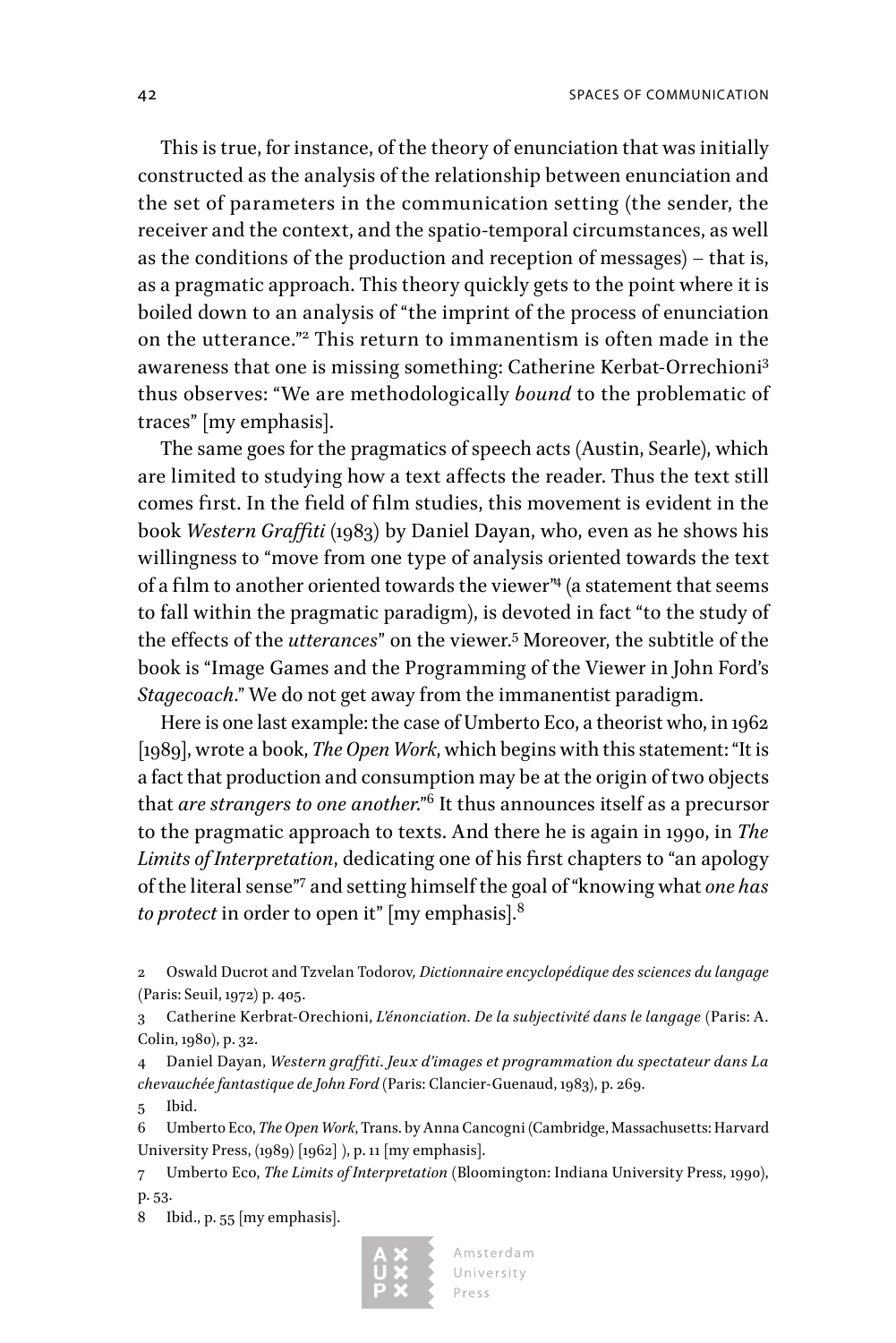This is true, for instance, of the theory of enunciation that was initially constructed as the analysis of the relationship between enunciation and the set of parameters in the communication setting (the sender, the receiver and the context, and the spatio-temporal circumstances, as well as the conditions of the production and reception of messages) – that is, as a pragmatic approach. This theory quickly gets to the point where it is boiled down to an analysis of "the imprint of the process of enunciation on the utterance."[2] This return to immanentism is often made in the awareness that one is missing something: Catherine Kerbat-Orrechioni[3] thus observes: "We are methodologically *bound* to the problematic of traces" [my emphasis].

The same goes for the pragmatics of speech acts (Austin, Searle), which are limited to studying how a text affects the reader. Thus the text still comes first. In the field of film studies, this movement is evident in the book *Western Graffiti* (1983) by Daniel Dayan, who, even as he shows his willingness to "move from one type of analysis oriented towards the text of a film to another oriented towards the viewer"[4] (a statement that seems to fall within the pragmatic paradigm), is devoted in fact "to the study of the effects of the *utterances*" on the viewer.[5] Moreover, the subtitle of the book is "Image Games and the Programming of the Viewer in John Ford's *Stagecoach*." We do not get away from the immanentist paradigm.

Here is one last example: the case of Umberto Eco, a theorist who, in 1962 [1989], wrote a book, *The Open Work*, which begins with this statement: "It is a fact that production and consumption may be at the origin of two objects that *are strangers to one another*."[6] It thus announces itself as a precursor to the pragmatic approach to texts. And there he is again in 1990, in *The Limits of Interpretation*, dedicating one of his first chapters to "an apology of the literal sense"[7] and setting himself the goal of "knowing what *one has to protect* in order to open it" [my emphasis].[8]

2 Oswald Ducrot and Tzvelan Todorov, *Dictionnaire encyclopédique des sciences du langage* (Paris: Seuil, 1972) p. 405.

3 Catherine Kerbrat-Orechioni, *L'énonciation. De la subjectivité dans le langage* (Paris: A. Colin, 1980), p. 32.

4 Daniel Dayan, *Western graffiti. Jeux d'images et programmation du spectateur dans La chevauchée fantastique de John Ford* (Paris: Clancier-Guenaud, 1983), p. 269.

5 Ibid.

6 Umberto Eco, *The Open Work*, Trans. by Anna Cancogni (Cambridge, Massachusetts: Harvard University Press, (1989) [1962] ), p. 11 [my emphasis].

7 Umberto Eco, *The Limits of Interpretation* (Bloomington: Indiana University Press, 1990), p. 53.

8 Ibid., p. 55 [my emphasis].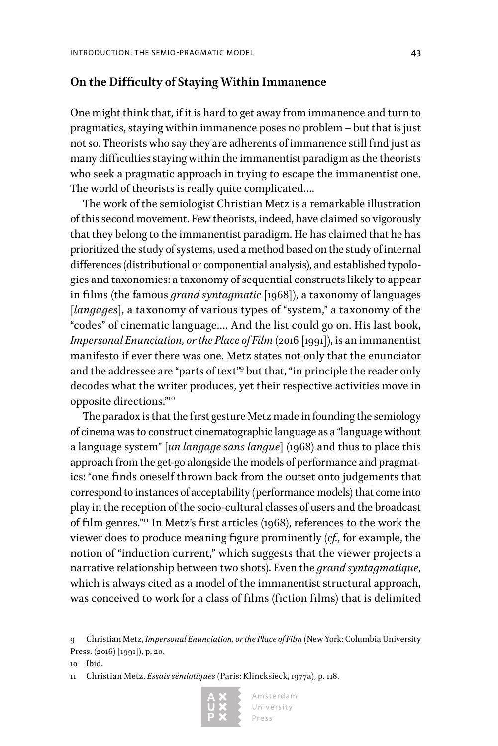## On the Difficulty of Staying Within Immanence

One might think that, if it is hard to get away from immanence and turn to pragmatics, staying within immanence poses no problem – but that is just not so. Theorists who say they are adherents of immanence still find just as many difficulties staying within the immanentist paradigm as the theorists who seek a pragmatic approach in trying to escape the immanentist one. The world of theorists is really quite complicated....

The work of the semiologist Christian Metz is a remarkable illustration of this second movement. Few theorists, indeed, have claimed so vigorously that they belong to the immanentist paradigm. He has claimed that he has prioritized the study of systems, used a method based on the study of internal differences (distributional or componential analysis), and established typologies and taxonomies: a taxonomy of sequential constructs likely to appear in films (the famous *grand syntagmatic* [1968]), a taxonomy of languages [*langages*], a taxonomy of various types of "system," a taxonomy of the "codes" of cinematic language.... And the list could go on. His last book, *Impersonal Enunciation, or the Place of Film* (2016 [1991]), is an immanentist manifesto if ever there was one. Metz states not only that the enunciator and the addressee are "parts of text"[9] but that, "in principle the reader only decodes what the writer produces, yet their respective activities move in opposite directions."[10]

The paradox is that the first gesture Metz made in founding the semiology of cinema was to construct cinematographic language as a "language without a language system" [*un langage sans langue*] (1968) and thus to place this approach from the get-go alongside the models of performance and pragmatics: "one finds oneself thrown back from the outset onto judgements that correspond to instances of acceptability (performance models) that come into play in the reception of the socio-cultural classes of users and the broadcast of film genres."[11] In Metz's first articles (1968), references to the work the viewer does to produce meaning figure prominently (*cf.*, for example, the notion of "induction current," which suggests that the viewer projects a narrative relationship between two shots). Even the *grand syntagmatique*, which is always cited as a model of the immanentist structural approach, was conceived to work for a class of films (fiction films) that is delimited

9 Christian Metz, *Impersonal Enunciation, or the Place of Film* (New York: Columbia University Press, (2016) [1991]), p. 20.

10 Ibid.

11 Christian Metz, *Essais sémiotiques* (Paris: Klincksieck, 1977a), p. 118.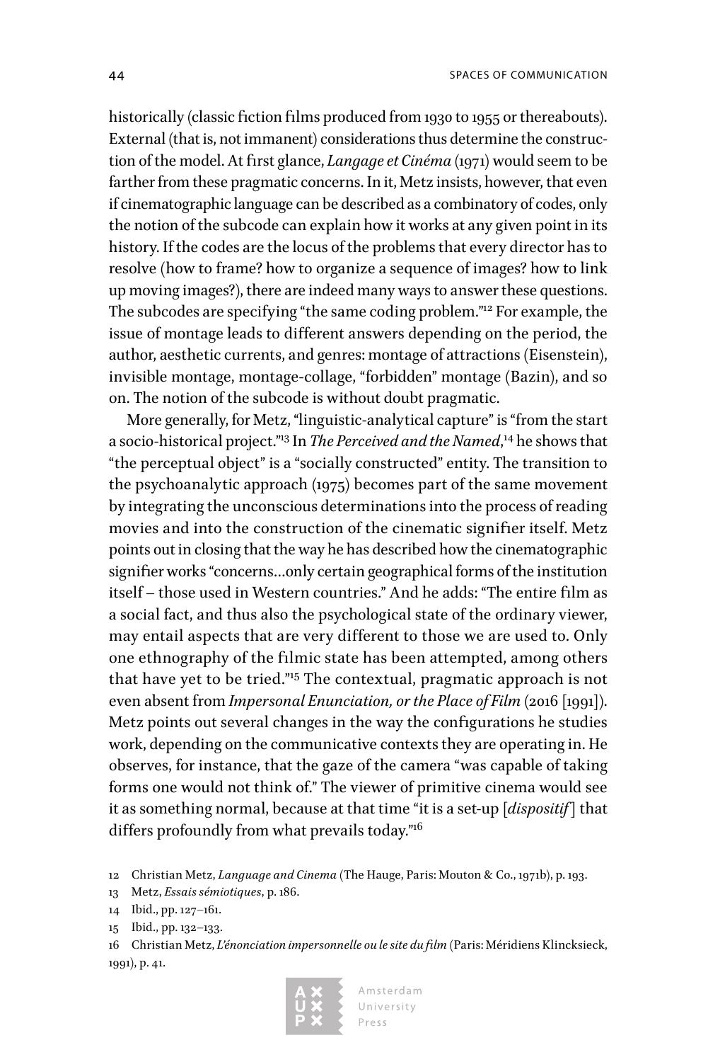historically (classic fiction films produced from 1930 to 1955 or thereabouts). External (that is, not immanent) considerations thus determine the construction of the model. At first glance, *Langage et Cinéma* (1971) would seem to be farther from these pragmatic concerns. In it, Metz insists, however, that even if cinematographic language can be described as a combinatory of codes, only the notion of the subcode can explain how it works at any given point in its history. If the codes are the locus of the problems that every director has to resolve (how to frame? how to organize a sequence of images? how to link up moving images?), there are indeed many ways to answer these questions. The subcodes are specifying "the same coding problem."[12] For example, the issue of montage leads to different answers depending on the period, the author, aesthetic currents, and genres: montage of attractions (Eisenstein), invisible montage, montage-collage, "forbidden" montage (Bazin), and so on. The notion of the subcode is without doubt pragmatic.

More generally, for Metz, "linguistic-analytical capture" is "from the start a socio-historical project."[13] In *The Perceived and the Named*,[14] he shows that "the perceptual object" is a "socially constructed" entity. The transition to the psychoanalytic approach (1975) becomes part of the same movement by integrating the unconscious determinations into the process of reading movies and into the construction of the cinematic signifier itself. Metz points out in closing that the way he has described how the cinematographic signifier works "concerns…only certain geographical forms of the institution itself – those used in Western countries." And he adds: "The entire film as a social fact, and thus also the psychological state of the ordinary viewer, may entail aspects that are very different to those we are used to. Only one ethnography of the filmic state has been attempted, among others that have yet to be tried."[15] The contextual, pragmatic approach is not even absent from *Impersonal Enunciation, or the Place of Film* (2016 [1991]). Metz points out several changes in the way the configurations he studies work, depending on the communicative contexts they are operating in. He observes, for instance, that the gaze of the camera "was capable of taking forms one would not think of." The viewer of primitive cinema would see it as something normal, because at that time "it is a set-up [*dispositif*] that differs profoundly from what prevails today."[16]

12 Christian Metz, *Language and Cinema* (The Hauge, Paris: Mouton & Co., 1971b), p. 193.

13 Metz, *Essais sémiotiques*, p. 186.

14 Ibid., pp. 127–161.

15 Ibid., pp. 132–133.

16 Christian Metz, *L'énonciation impersonnelle ou le site du film* (Paris: Méridiens Klincksieck, 1991), p. 41.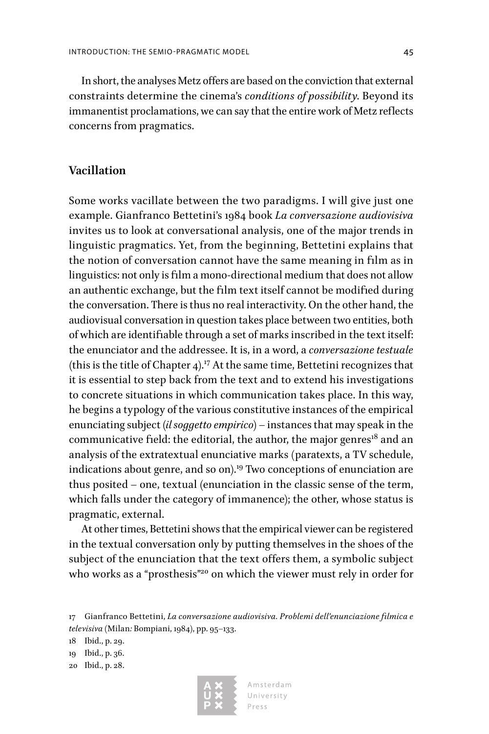In short, the analyses Metz offers are based on the conviction that external constraints determine the cinema's *conditions of possibility*. Beyond its immanentist proclamations, we can say that the entire work of Metz reflects concerns from pragmatics.

## Vacillation

Some works vacillate between the two paradigms. I will give just one example. Gianfranco Bettetini's 1984 book *La conversazione audiovisiva* invites us to look at conversational analysis, one of the major trends in linguistic pragmatics. Yet, from the beginning, Bettetini explains that the notion of conversation cannot have the same meaning in film as in linguistics: not only is film a mono-directional medium that does not allow an authentic exchange, but the film text itself cannot be modified during the conversation. There is thus no real interactivity. On the other hand, the audiovisual conversation in question takes place between two entities, both of which are identifiable through a set of marks inscribed in the text itself: the enunciator and the addressee. It is, in a word, a *conversazione testuale* (this is the title of Chapter 4).[17] At the same time, Bettetini recognizes that it is essential to step back from the text and to extend his investigations to concrete situations in which communication takes place. In this way, he begins a typology of the various constitutive instances of the empirical enunciating subject (*il soggetto empirico*) – instances that may speak in the communicative field: the editorial, the author, the major genres[18] and an analysis of the extratextual enunciative marks (paratexts, a TV schedule, indications about genre, and so on).[19] Two conceptions of enunciation are thus posited – one, textual (enunciation in the classic sense of the term, which falls under the category of immanence); the other, whose status is pragmatic, external.

At other times, Bettetini shows that the empirical viewer can be registered in the textual conversation only by putting themselves in the shoes of the subject of the enunciation that the text offers them, a symbolic subject who works as a "prosthesis"[20] on which the viewer must rely in order for

17 Gianfranco Bettetini, *La conversazione audiovisiva. Problemi dell'enunciazione filmica e televisiva* (Milan: Bompiani, 1984), pp. 95–133.

18 Ibid., p. 29.

19 Ibid., p. 36.

20 Ibid., p. 28.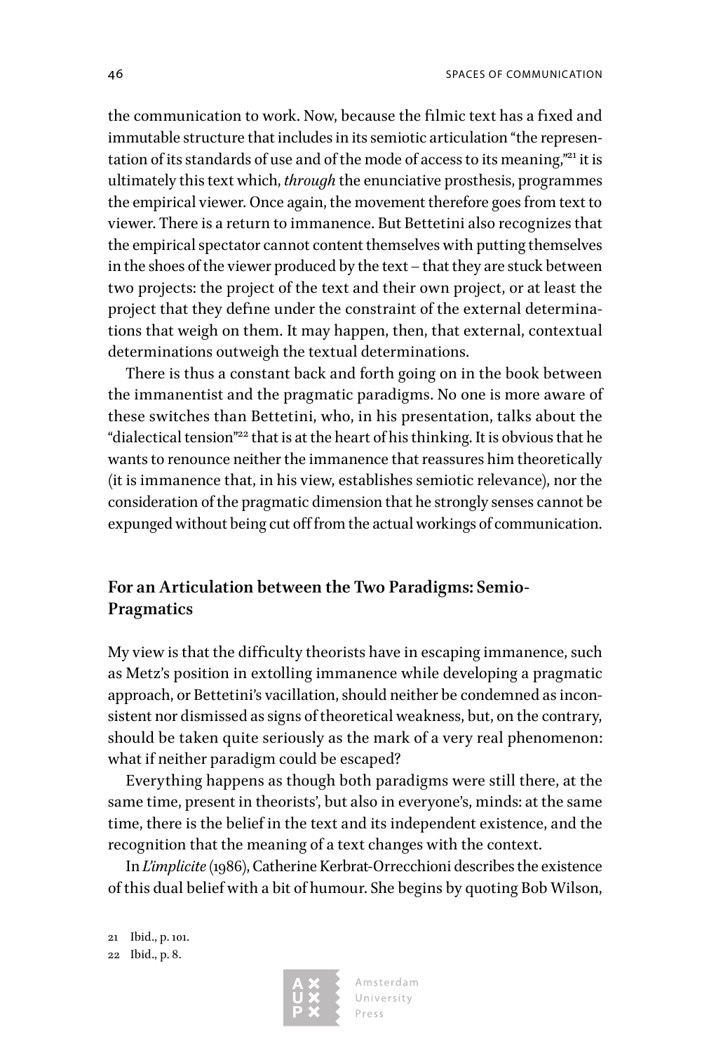the communication to work. Now, because the filmic text has a fixed and immutable structure that includes in its semiotic articulation "the representation of its standards of use and of the mode of access to its meaning,"[21] it is ultimately this text which, *through* the enunciative prosthesis, programmes the empirical viewer. Once again, the movement therefore goes from text to viewer. There is a return to immanence. But Bettetini also recognizes that the empirical spectator cannot content themselves with putting themselves in the shoes of the viewer produced by the text – that they are stuck between two projects: the project of the text and their own project, or at least the project that they define under the constraint of the external determinations that weigh on them. It may happen, then, that external, contextual determinations outweigh the textual determinations.

There is thus a constant back and forth going on in the book between the immanentist and the pragmatic paradigms. No one is more aware of these switches than Bettetini, who, in his presentation, talks about the "dialectical tension"[22] that is at the heart of his thinking. It is obvious that he wants to renounce neither the immanence that reassures him theoretically (it is immanence that, in his view, establishes semiotic relevance), nor the consideration of the pragmatic dimension that he strongly senses cannot be expunged without being cut off from the actual workings of communication.

## For an Articulation between the Two Paradigms: Semio-Pragmatics

My view is that the difficulty theorists have in escaping immanence, such as Metz's position in extolling immanence while developing a pragmatic approach, or Bettetini's vacillation, should neither be condemned as inconsistent nor dismissed as signs of theoretical weakness, but, on the contrary, should be taken quite seriously as the mark of a very real phenomenon: what if neither paradigm could be escaped?

Everything happens as though both paradigms were still there, at the same time, present in theorists', but also in everyone's, minds: at the same time, there is the belief in the text and its independent existence, and the recognition that the meaning of a text changes with the context.

In *L'implicite* (1986), Catherine Kerbrat-Orrecchioni describes the existence of this dual belief with a bit of humour. She begins by quoting Bob Wilson,

21 Ibid., p. 101.

22 Ibid., p. 8.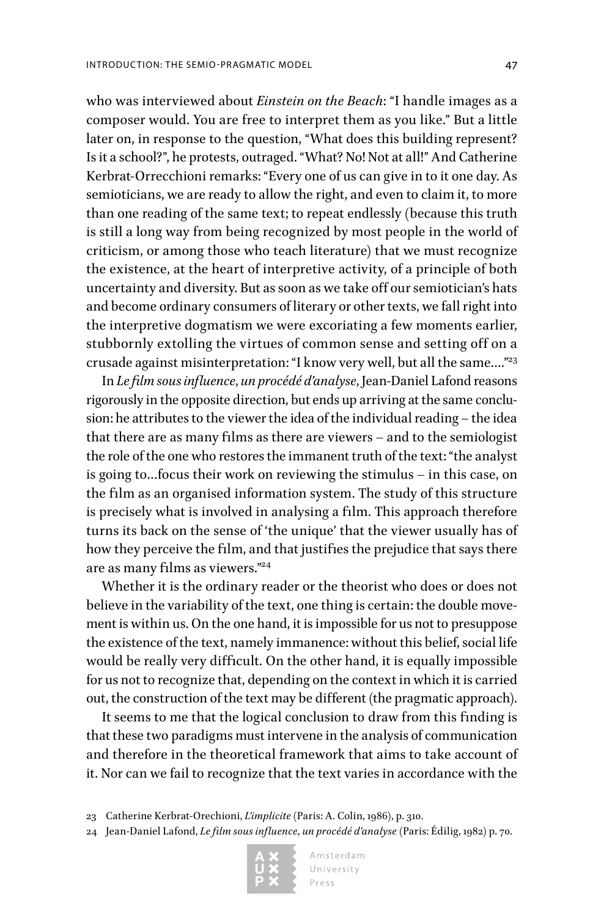who was interviewed about *Einstein on the Beach*: "I handle images as a composer would. You are free to interpret them as you like." But a little later on, in response to the question, "What does this building represent? Is it a school?", he protests, outraged. "What? No! Not at all!" And Catherine Kerbrat-Orrecchioni remarks: "Every one of us can give in to it one day. As semioticians, we are ready to allow the right, and even to claim it, to more than one reading of the same text; to repeat endlessly (because this truth is still a long way from being recognized by most people in the world of criticism, or among those who teach literature) that we must recognize the existence, at the heart of interpretive activity, of a principle of both uncertainty and diversity. But as soon as we take off our semiotician's hats and become ordinary consumers of literary or other texts, we fall right into the interpretive dogmatism we were excoriating a few moments earlier, stubbornly extolling the virtues of common sense and setting off on a crusade against misinterpretation: "I know very well, but all the same…."[23]

In *Le film sous influence, un procédé d'analyse*, Jean-Daniel Lafond reasons rigorously in the opposite direction, but ends up arriving at the same conclusion: he attributes to the viewer the idea of the individual reading – the idea that there are as many films as there are viewers – and to the semiologist the role of the one who restores the immanent truth of the text: "the analyst is going to…focus their work on reviewing the stimulus – in this case, on the film as an organised information system. The study of this structure is precisely what is involved in analysing a film. This approach therefore turns its back on the sense of 'the unique' that the viewer usually has of how they perceive the film, and that justifies the prejudice that says there are as many films as viewers."[24]

Whether it is the ordinary reader or the theorist who does or does not believe in the variability of the text, one thing is certain: the double movement is within us. On the one hand, it is impossible for us not to presuppose the existence of the text, namely immanence: without this belief, social life would be really very difficult. On the other hand, it is equally impossible for us not to recognize that, depending on the context in which it is carried out, the construction of the text may be different (the pragmatic approach).

It seems to me that the logical conclusion to draw from this finding is that these two paradigms must intervene in the analysis of communication and therefore in the theoretical framework that aims to take account of it. Nor can we fail to recognize that the text varies in accordance with the

23 Catherine Kerbrat-Orechioni, *L'implicite* (Paris: A. Colin, 1986), p. 310.

24 Jean-Daniel Lafond, *Le film sous influence, un procédé d'analyse* (Paris: Édilig, 1982) p. 70.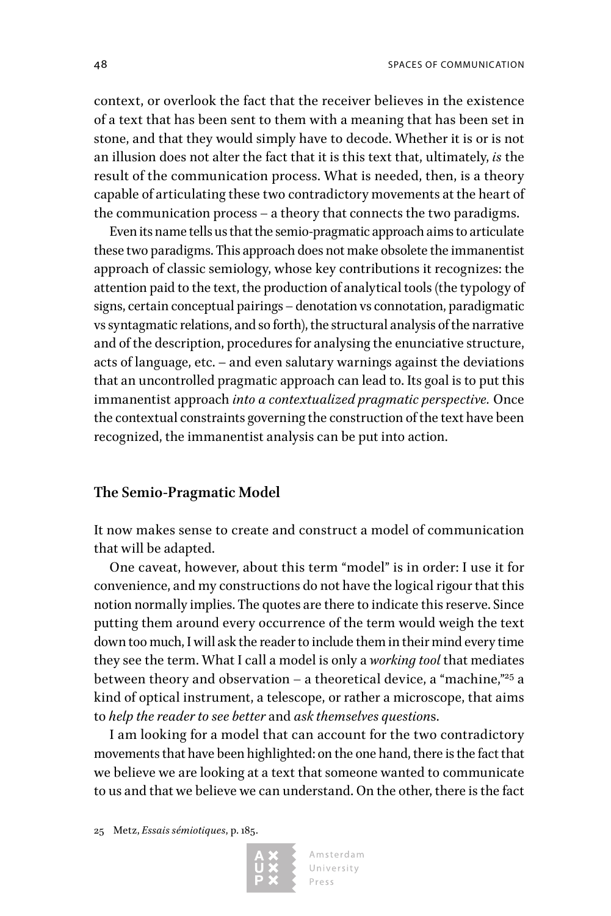context, or overlook the fact that the receiver believes in the existence of a text that has been sent to them with a meaning that has been set in stone, and that they would simply have to decode. Whether it is or is not an illusion does not alter the fact that it is this text that, ultimately, *is* the result of the communication process. What is needed, then, is a theory capable of articulating these two contradictory movements at the heart of the communication process – a theory that connects the two paradigms.

Even its name tells us that the semio-pragmatic approach aims to articulate these two paradigms. This approach does not make obsolete the immanentist approach of classic semiology, whose key contributions it recognizes: the attention paid to the text, the production of analytical tools (the typology of signs, certain conceptual pairings – denotation vs connotation, paradigmatic vs syntagmatic relations, and so forth), the structural analysis of the narrative and of the description, procedures for analysing the enunciative structure, acts of language, etc. – and even salutary warnings against the deviations that an uncontrolled pragmatic approach can lead to. Its goal is to put this immanentist approach *into a contextualized pragmatic perspective.* Once the contextual constraints governing the construction of the text have been recognized, the immanentist analysis can be put into action.

## The Semio-Pragmatic Model

It now makes sense to create and construct a model of communication that will be adapted.

One caveat, however, about this term "model" is in order: I use it for convenience, and my constructions do not have the logical rigour that this notion normally implies. The quotes are there to indicate this reserve. Since putting them around every occurrence of the term would weigh the text down too much, I will ask the reader to include them in their mind every time they see the term. What I call a model is only a *working tool* that mediates between theory and observation – a theoretical device, a "machine,"[25] a kind of optical instrument, a telescope, or rather a microscope, that aims to *help the reader to see better* and *ask themselves question*s.

I am looking for a model that can account for the two contradictory movements that have been highlighted: on the one hand, there is the fact that we believe we are looking at a text that someone wanted to communicate to us and that we believe we can understand. On the other, there is the fact

25 Metz, *Essais sémiotiques*, p. 185.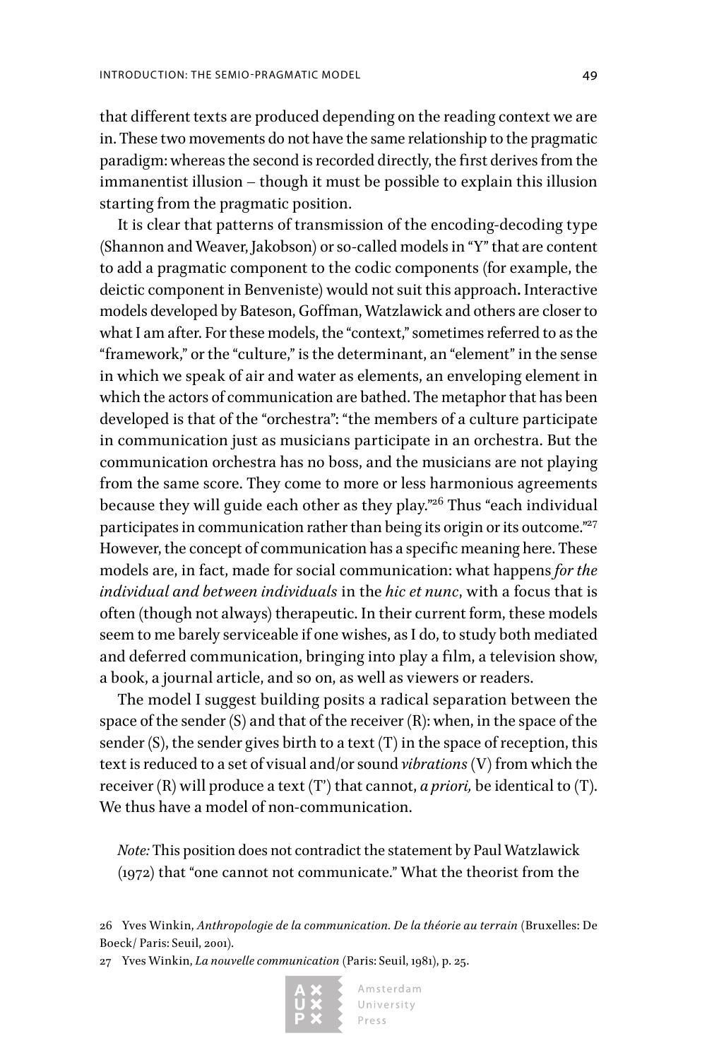that different texts are produced depending on the reading context we are in. These two movements do not have the same relationship to the pragmatic paradigm: whereas the second is recorded directly, the first derives from the immanentist illusion – though it must be possible to explain this illusion starting from the pragmatic position.

It is clear that patterns of transmission of the encoding-decoding type (Shannon and Weaver, Jakobson) or so-called models in "Y" that are content to add a pragmatic component to the codic components (for example, the deictic component in Benveniste) would not suit this approach**.** Interactive models developed by Bateson, Goffman, Watzlawick and others are closer to what I am after. For these models, the "context," sometimes referred to as the "framework," or the "culture," is the determinant, an "element" in the sense in which we speak of air and water as elements, an enveloping element in which the actors of communication are bathed. The metaphor that has been developed is that of the "orchestra": "the members of a culture participate in communication just as musicians participate in an orchestra. But the communication orchestra has no boss, and the musicians are not playing from the same score. They come to more or less harmonious agreements because they will guide each other as they play."[26] Thus "each individual participates in communication rather than being its origin or its outcome."[27] However, the concept of communication has a specific meaning here. These models are, in fact, made for social communication: what happens *for the individual and between individuals* in the *hic et nunc*, with a focus that is often (though not always) therapeutic. In their current form, these models seem to me barely serviceable if one wishes, as I do, to study both mediated and deferred communication, bringing into play a film, a television show, a book, a journal article, and so on, as well as viewers or readers.

The model I suggest building posits a radical separation between the space of the sender (S) and that of the receiver (R): when, in the space of the sender (S), the sender gives birth to a text (T) in the space of reception, this text is reduced to a set of visual and/or sound *vibrations* (V) from which the receiver (R) will produce a text (T') that cannot, *a priori,* be identical to (T). We thus have a model of non-communication.

*Note:* This position does not contradict the statement by Paul Watzlawick (1972) that "one cannot not communicate." What the theorist from the

26 Yves Winkin, *Anthropologie de la communication. De la théorie au terrain* (Bruxelles: De Boeck/ Paris: Seuil, 2001).

27 Yves Winkin, *La nouvelle communication* (Paris: Seuil, 1981), p. 25.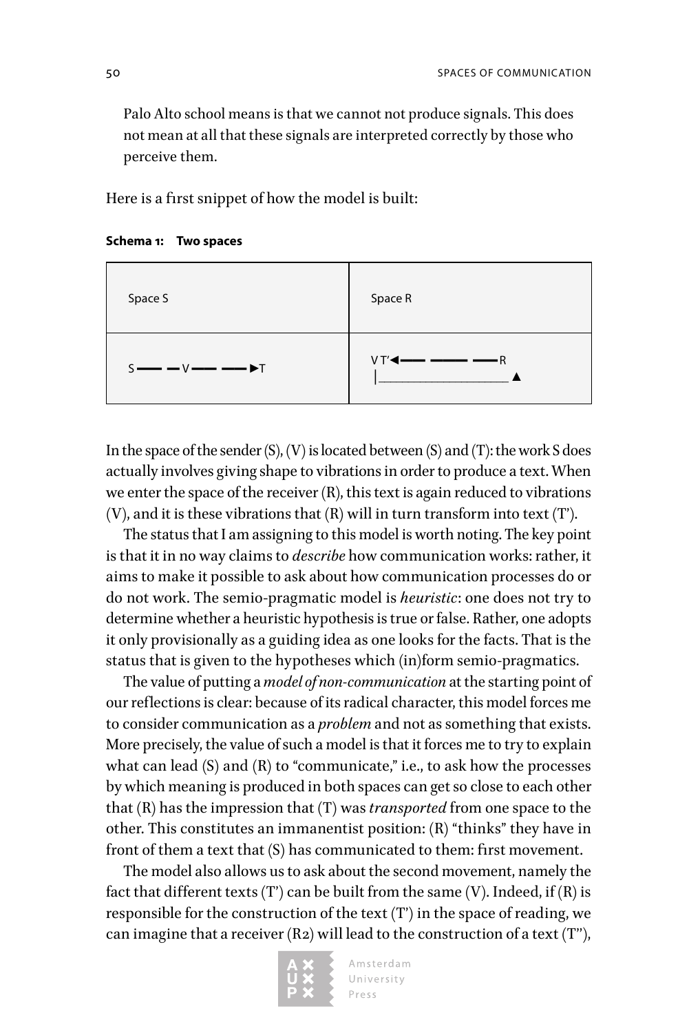Palo Alto school means is that we cannot not produce signals. This does not mean at all that these signals are interpreted correctly by those who perceive them.

Here is a first snippet of how the model is built:

**Schema 1: Two spaces**

| Space S | Space R |
|---|---|
| S —— —V—— ——►T | V T'◄—— —— ——R<br>\|________________▲ |

In the space of the sender (S), (V) is located between (S) and (T): the work S does actually involves giving shape to vibrations in order to produce a text. When we enter the space of the receiver (R), this text is again reduced to vibrations (V), and it is these vibrations that (R) will in turn transform into text (T').

The status that I am assigning to this model is worth noting. The key point is that it in no way claims to *describe* how communication works: rather, it aims to make it possible to ask about how communication processes do or do not work. The semio-pragmatic model is *heuristic*: one does not try to determine whether a heuristic hypothesis is true or false. Rather, one adopts it only provisionally as a guiding idea as one looks for the facts. That is the status that is given to the hypotheses which (in)form semio-pragmatics.

The value of putting a *model of non-communication* at the starting point of our reflections is clear: because of its radical character, this model forces me to consider communication as a *problem* and not as something that exists. More precisely, the value of such a model is that it forces me to try to explain what can lead (S) and (R) to "communicate," i.e., to ask how the processes by which meaning is produced in both spaces can get so close to each other that (R) has the impression that (T) was *transported* from one space to the other. This constitutes an immanentist position: (R) "thinks" they have in front of them a text that (S) has communicated to them: first movement.

The model also allows us to ask about the second movement, namely the fact that different texts (T') can be built from the same (V). Indeed, if (R) is responsible for the construction of the text (T') in the space of reading, we can imagine that a receiver (R2) will lead to the construction of a text (T''),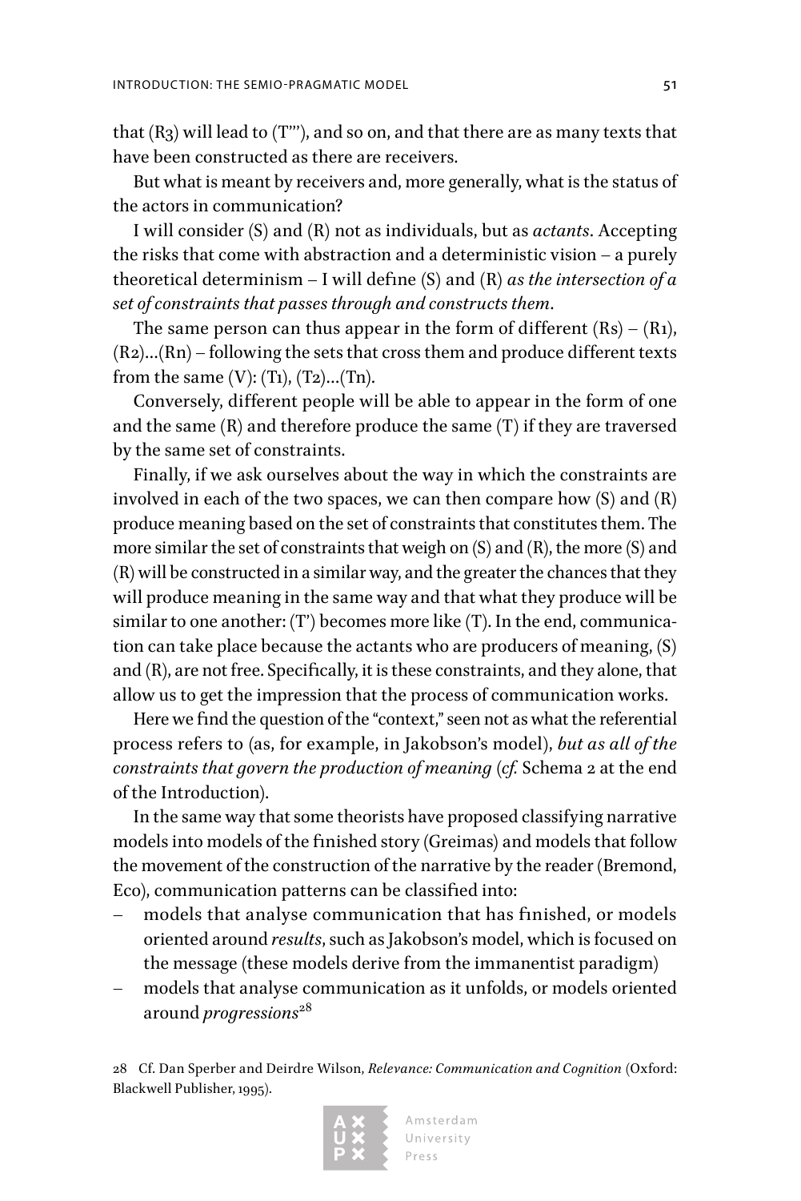that (R3) will lead to (T'''), and so on, and that there are as many texts that have been constructed as there are receivers.

But what is meant by receivers and, more generally, what is the status of the actors in communication?

I will consider (S) and (R) not as individuals, but as *actants*. Accepting the risks that come with abstraction and a deterministic vision – a purely theoretical determinism – I will define (S) and (R) *as the intersection of a set of constraints that passes through and constructs them*.

The same person can thus appear in the form of different (Rs) – (R1), (R2)…(Rn) – following the sets that cross them and produce different texts from the same (V): (T1), (T2)…(Tn).

Conversely, different people will be able to appear in the form of one and the same (R) and therefore produce the same (T) if they are traversed by the same set of constraints.

Finally, if we ask ourselves about the way in which the constraints are involved in each of the two spaces, we can then compare how (S) and (R) produce meaning based on the set of constraints that constitutes them. The more similar the set of constraints that weigh on (S) and (R), the more (S) and (R) will be constructed in a similar way, and the greater the chances that they will produce meaning in the same way and that what they produce will be similar to one another: (T') becomes more like (T). In the end, communication can take place because the actants who are producers of meaning, (S) and (R), are not free. Specifically, it is these constraints, and they alone, that allow us to get the impression that the process of communication works.

Here we find the question of the "context," seen not as what the referential process refers to (as, for example, in Jakobson's model), *but as all of the constraints that govern the production of meaning* (*cf.* Schema 2 at the end of the Introduction).

In the same way that some theorists have proposed classifying narrative models into models of the finished story (Greimas) and models that follow the movement of the construction of the narrative by the reader (Bremond, Eco), communication patterns can be classified into:

- models that analyse communication that has finished, or models oriented around *results*, such as Jakobson's model, which is focused on the message (these models derive from the immanentist paradigm)
- models that analyse communication as it unfolds, or models oriented around *progressions*[28]

28 Cf. Dan Sperber and Deirdre Wilson, *Relevance: Communication and Cognition* (Oxford: Blackwell Publisher, 1995).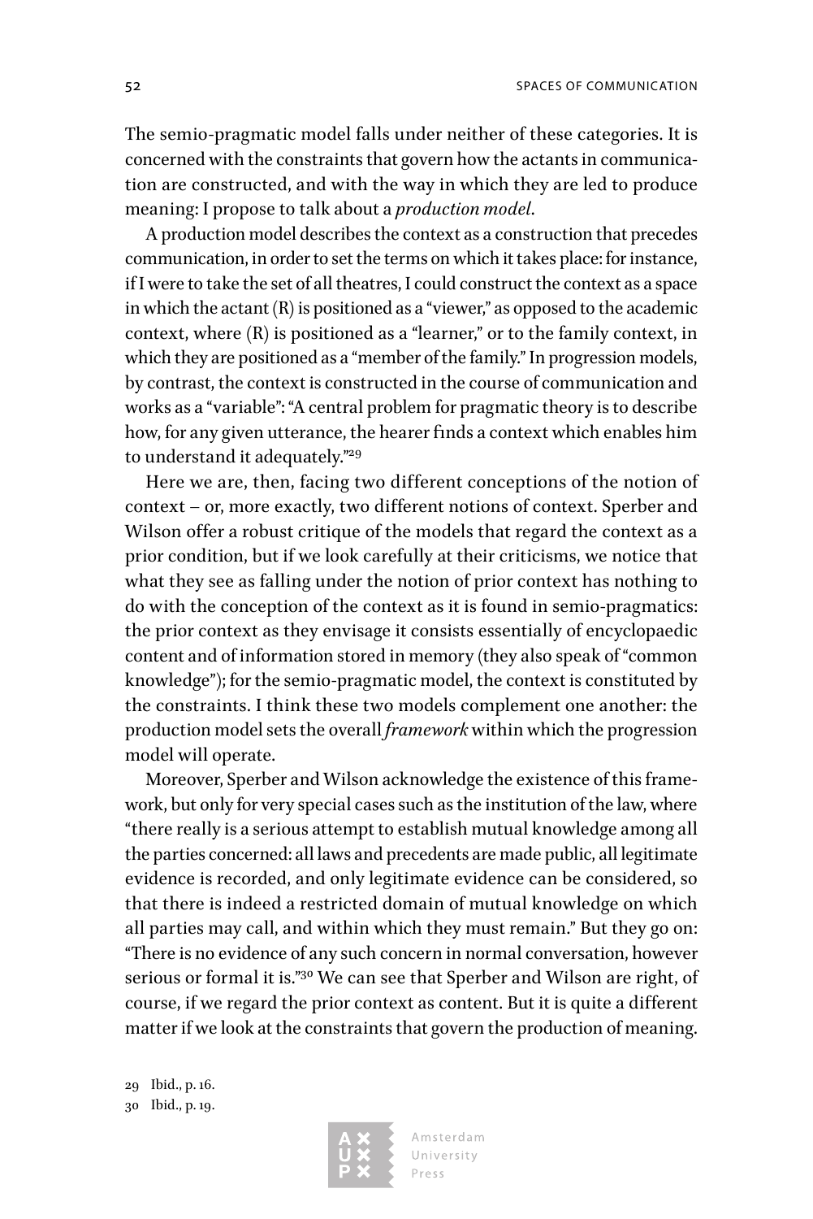The semio-pragmatic model falls under neither of these categories. It is concerned with the constraints that govern how the actants in communication are constructed, and with the way in which they are led to produce meaning: I propose to talk about a *production model*.

A production model describes the context as a construction that precedes communication, in order to set the terms on which it takes place: for instance, if I were to take the set of all theatres, I could construct the context as a space in which the actant (R) is positioned as a "viewer," as opposed to the academic context, where (R) is positioned as a "learner," or to the family context, in which they are positioned as a "member of the family." In progression models, by contrast, the context is constructed in the course of communication and works as a "variable": "A central problem for pragmatic theory is to describe how, for any given utterance, the hearer finds a context which enables him to understand it adequately."[29]

Here we are, then, facing two different conceptions of the notion of context – or, more exactly, two different notions of context. Sperber and Wilson offer a robust critique of the models that regard the context as a prior condition, but if we look carefully at their criticisms, we notice that what they see as falling under the notion of prior context has nothing to do with the conception of the context as it is found in semio-pragmatics: the prior context as they envisage it consists essentially of encyclopaedic content and of information stored in memory (they also speak of "common knowledge"); for the semio-pragmatic model, the context is constituted by the constraints. I think these two models complement one another: the production model sets the overall *framework* within which the progression model will operate.

Moreover, Sperber and Wilson acknowledge the existence of this framework, but only for very special cases such as the institution of the law, where "there really is a serious attempt to establish mutual knowledge among all the parties concerned: all laws and precedents are made public, all legitimate evidence is recorded, and only legitimate evidence can be considered, so that there is indeed a restricted domain of mutual knowledge on which all parties may call, and within which they must remain." But they go on: "There is no evidence of any such concern in normal conversation, however serious or formal it is."[30] We can see that Sperber and Wilson are right, of course, if we regard the prior context as content. But it is quite a different matter if we look at the constraints that govern the production of meaning.

29 Ibid., p. 16.

30 Ibid., p. 19.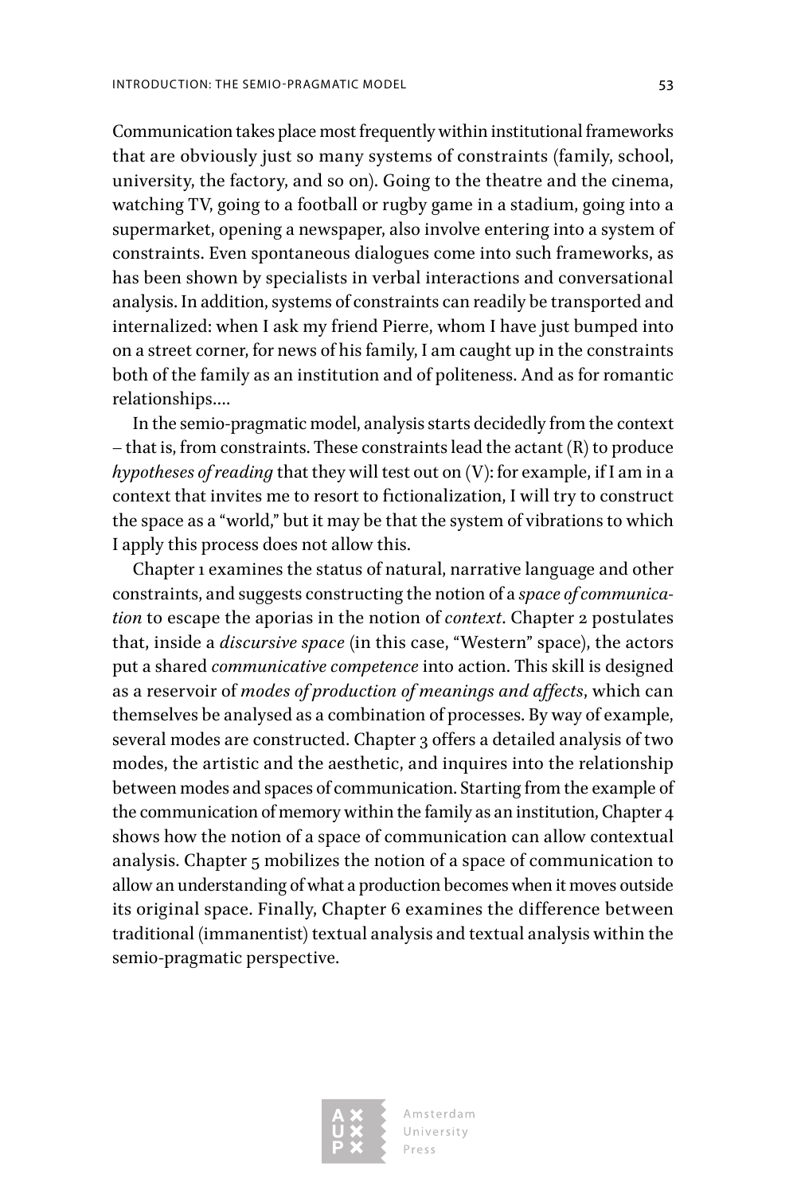Communication takes place most frequently within institutional frameworks that are obviously just so many systems of constraints (family, school, university, the factory, and so on). Going to the theatre and the cinema, watching TV, going to a football or rugby game in a stadium, going into a supermarket, opening a newspaper, also involve entering into a system of constraints. Even spontaneous dialogues come into such frameworks, as has been shown by specialists in verbal interactions and conversational analysis. In addition, systems of constraints can readily be transported and internalized: when I ask my friend Pierre, whom I have just bumped into on a street corner, for news of his family, I am caught up in the constraints both of the family as an institution and of politeness. And as for romantic relationships….

In the semio-pragmatic model, analysis starts decidedly from the context – that is, from constraints. These constraints lead the actant (R) to produce *hypotheses of reading* that they will test out on (V): for example, if I am in a context that invites me to resort to fictionalization, I will try to construct the space as a "world," but it may be that the system of vibrations to which I apply this process does not allow this.

Chapter 1 examines the status of natural, narrative language and other constraints, and suggests constructing the notion of a *space of communication* to escape the aporias in the notion of *context*. Chapter 2 postulates that, inside a *discursive space* (in this case, "Western" space), the actors put a shared *communicative competence* into action. This skill is designed as a reservoir of *modes of production of meanings and affects*, which can themselves be analysed as a combination of processes. By way of example, several modes are constructed. Chapter 3 offers a detailed analysis of two modes, the artistic and the aesthetic, and inquires into the relationship between modes and spaces of communication. Starting from the example of the communication of memory within the family as an institution, Chapter 4 shows how the notion of a space of communication can allow contextual analysis. Chapter 5 mobilizes the notion of a space of communication to allow an understanding of what a production becomes when it moves outside its original space. Finally, Chapter 6 examines the difference between traditional (immanentist) textual analysis and textual analysis within the semio-pragmatic perspective.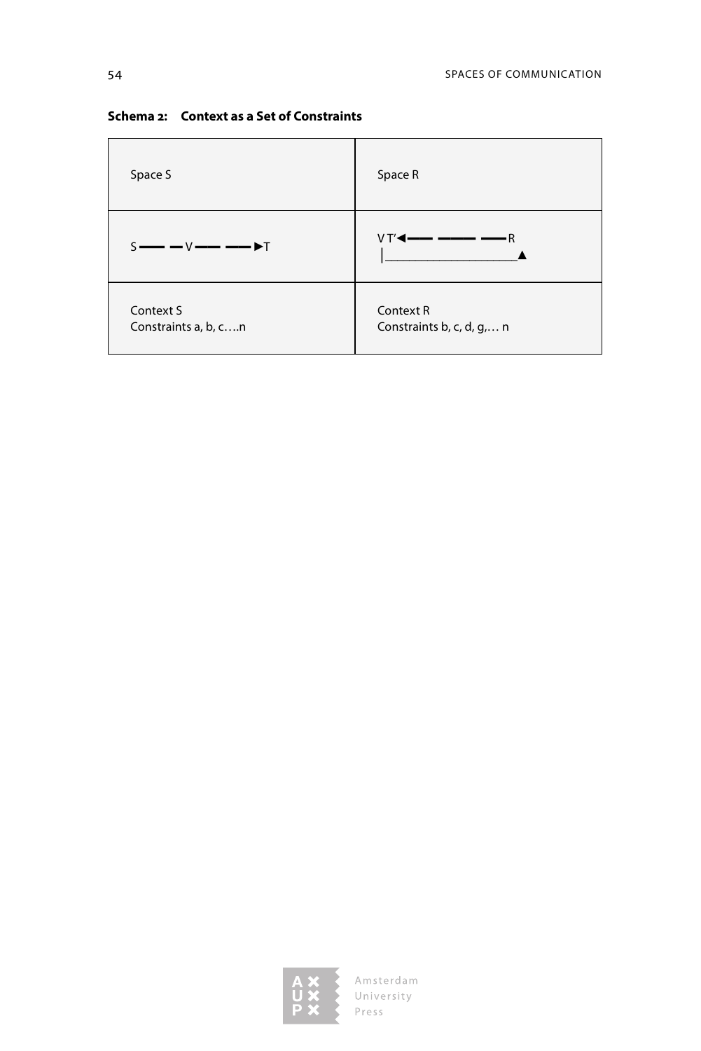**Schema 2: Context as a Set of Constraints**

| | |
|---|---|
| Space S | Space R |
| S —— — V —— —— ►T | V T′◄—— —— ——R<br>\|___________________▲ |
| Context S<br>Constraints a, b, c….n | Context R<br>Constraints b, c, d, g,… n |